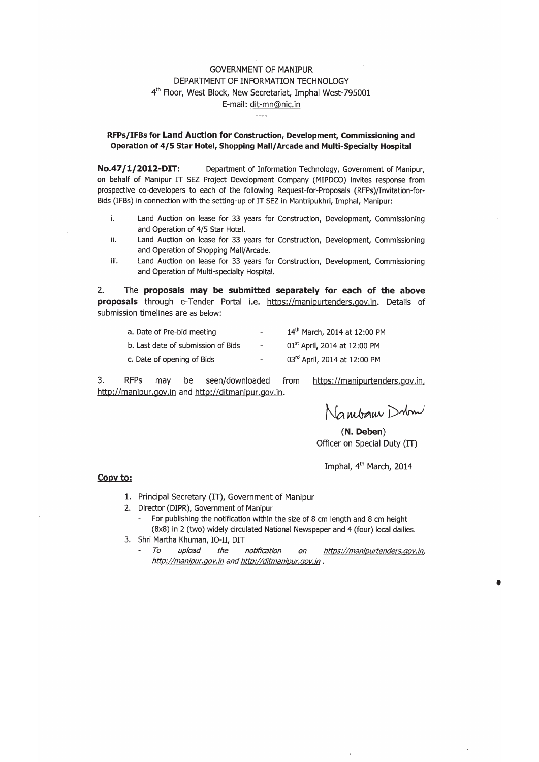GOVERNMENT OF MANIPUR
DEPARTMENT OF INFORMATION TECHNOLOGY
4th Floor, West Block, New Secretariat, Imphal West-795001
E-mail: dit-mn@nic.in

----

## RFPs/IFBs for Land Auction for Construction, Development, Commissioning and Operation of 4/5 Star Hotel, Shopping Mall/Arcade and Multi-Specialty Hospital

**No.47/1/2012-DIT:** Department of Information Technology, Government of Manipur, on behalf of Manipur IT SEZ Project Development Company (MIPDCO) invites response from prospective co-developers to each of the following Request-for-Proposals (RFPs)/Invitation-for-Bids (IFBs) in connection with the setting-up of IT SEZ in Mantripukhri, Imphal, Manipur:

i. Land Auction on lease for 33 years for Construction, Development, Commissioning and Operation of 4/5 Star Hotel.

ii. Land Auction on lease for 33 years for Construction, Development, Commissioning and Operation of Shopping Mall/Arcade.

iii. Land Auction on lease for 33 years for Construction, Development, Commissioning and Operation of Multi-specialty Hospital.

2. The **proposals may be submitted separately for each of the above proposals** through e-Tender Portal i.e. https://manipurtenders.gov.in. Details of submission timelines are as below:

| | | |
|---|---|---|
| a. Date of Pre-bid meeting | - | 14th March, 2014 at 12:00 PM |
| b. Last date of submission of Bids | - | 01st April, 2014 at 12:00 PM |
| c. Date of opening of Bids | - | 03rd April, 2014 at 12:00 PM |

3. RFPs may be seen/downloaded from https://manipurtenders.gov.in, http://manipur.gov.in and http://ditmanipur.gov.in.

Nambam Deben

**(N. Deben)**
Officer on Special Duty (IT)

Imphal, 4th March, 2014

**Copy to:**

1. Principal Secretary (IT), Government of Manipur
2. Director (DIPR), Government of Manipur
   - For publishing the notification within the size of 8 cm length and 8 cm height (8x8) in 2 (two) widely circulated National Newspaper and 4 (four) local dailies.
3. Shri Martha Khuman, IO-II, DIT
   - *To upload the notification on https://manipurtenders.gov.in, http://manipur.gov.in and http://ditmanipur.gov.in .*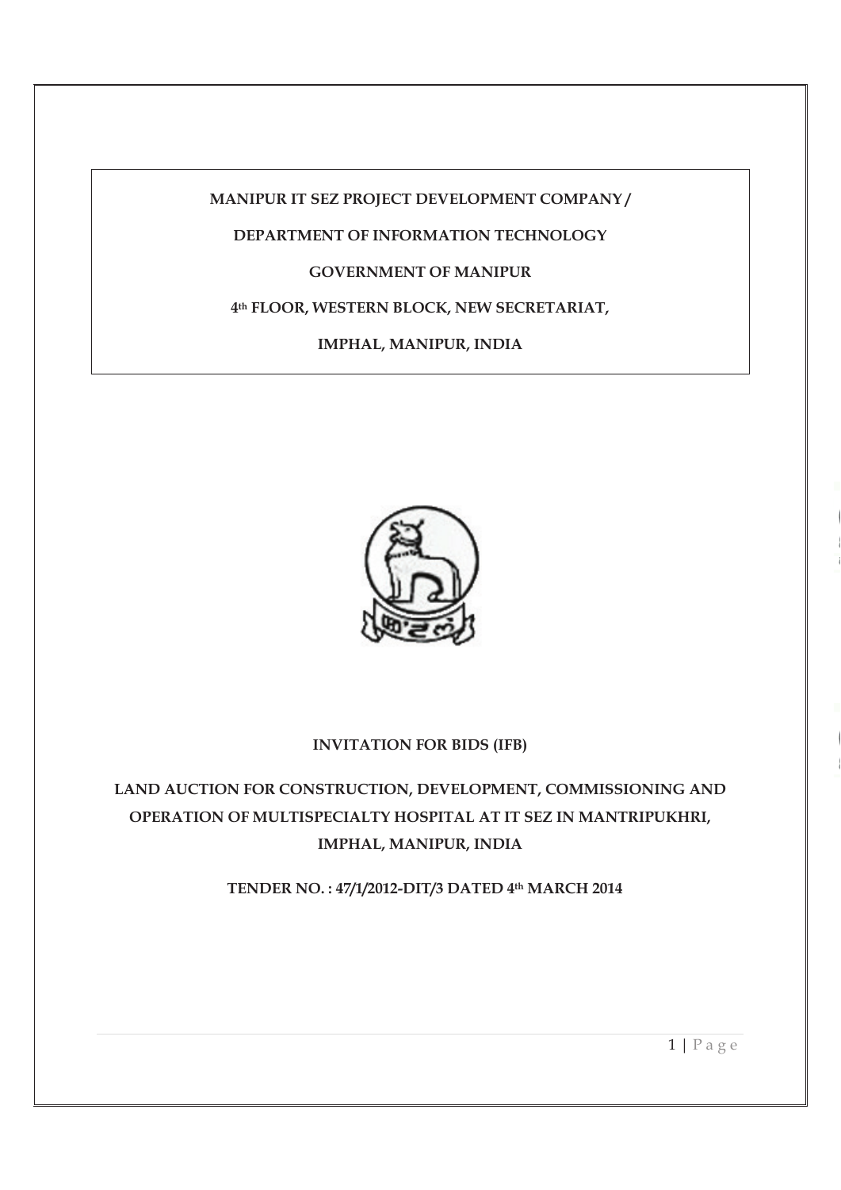**MANIPUR IT SEZ PROJECT DEVELOPMENT COMPANY /**

**DEPARTMENT OF INFORMATION TECHNOLOGY**

**GOVERNMENT OF MANIPUR**

**4th FLOOR, WESTERN BLOCK, NEW SECRETARIAT,**

**IMPHAL, MANIPUR, INDIA**

**INVITATION FOR BIDS (IFB)**

**LAND AUCTION FOR CONSTRUCTION, DEVELOPMENT, COMMISSIONING AND OPERATION OF MULTISPECIALTY HOSPITAL AT IT SEZ IN MANTRIPUKHRI, IMPHAL, MANIPUR, INDIA**

**TENDER NO. : 47/1/2012-DIT/3 DATED 4th MARCH 2014**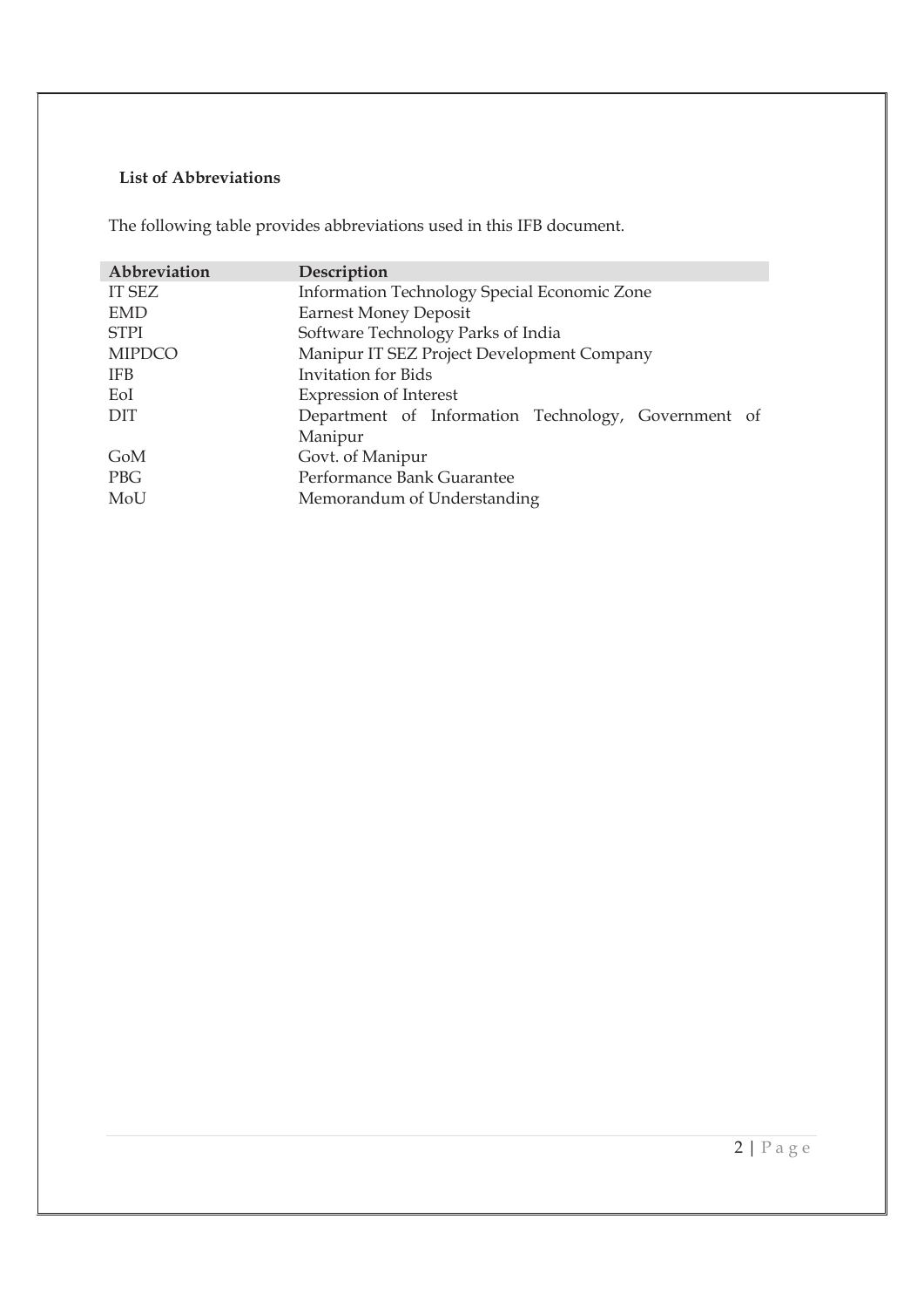**List of Abbreviations**

The following table provides abbreviations used in this IFB document.

| Abbreviation | Description |
|---|---|
| IT SEZ | Information Technology Special Economic Zone |
| EMD | Earnest Money Deposit |
| STPI | Software Technology Parks of India |
| MIPDCO | Manipur IT SEZ Project Development Company |
| IFB | Invitation for Bids |
| EoI | Expression of Interest |
| DIT | Department of Information Technology, Government of Manipur |
| GoM | Govt. of Manipur |
| PBG | Performance Bank Guarantee |
| MoU | Memorandum of Understanding |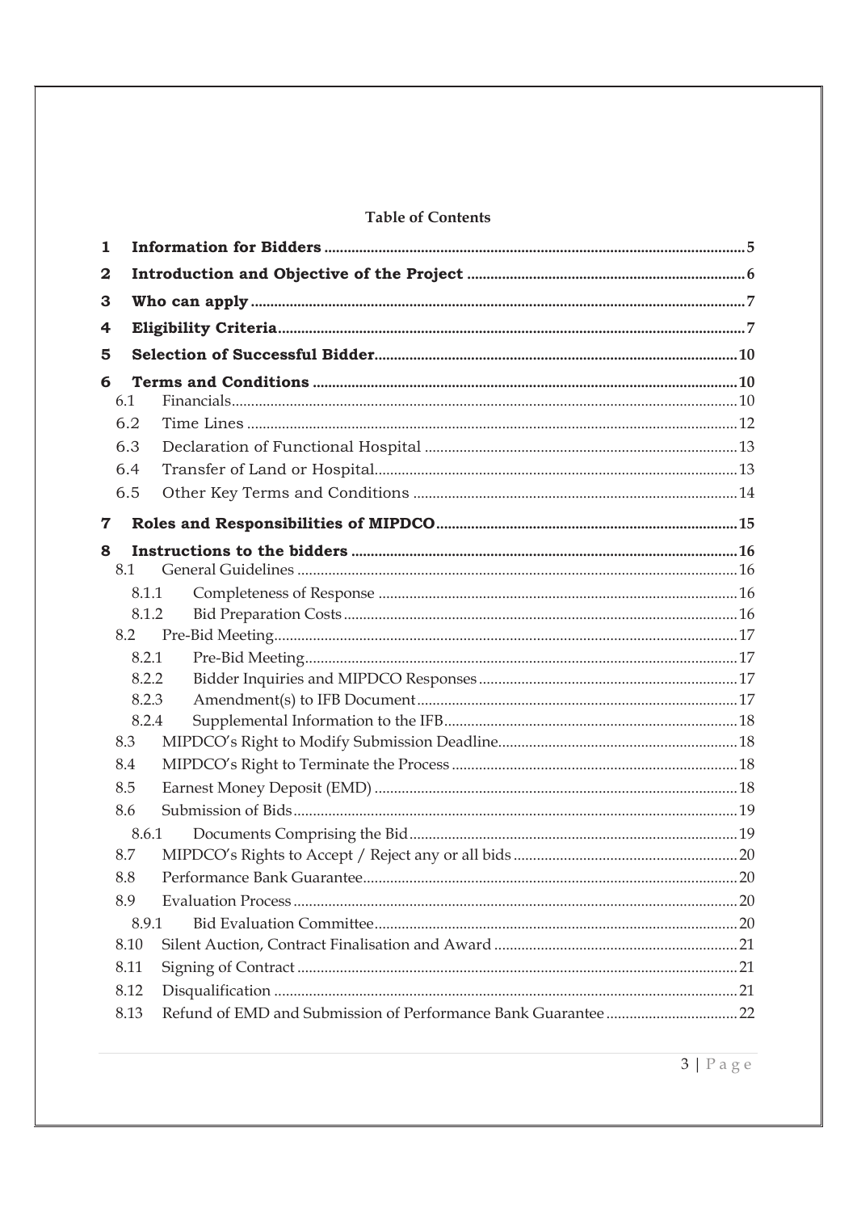**Table of Contents**

| | | |
|---|---|---|
| **1** | **Information for Bidders** | **5** |
| **2** | **Introduction and Objective of the Project** | **6** |
| **3** | **Who can apply** | **7** |
| **4** | **Eligibility Criteria** | **7** |
| **5** | **Selection of Successful Bidder** | **10** |
| **6** | **Terms and Conditions** | **10** |
| 6.1 | Financials | 10 |
| 6.2 | Time Lines | 12 |
| 6.3 | Declaration of Functional Hospital | 13 |
| 6.4 | Transfer of Land or Hospital | 13 |
| 6.5 | Other Key Terms and Conditions | 14 |
| **7** | **Roles and Responsibilities of MIPDCO** | **15** |
| **8** | **Instructions to the bidders** | **16** |
| 8.1 | General Guidelines | 16 |
| 8.1.1 | Completeness of Response | 16 |
| 8.1.2 | Bid Preparation Costs | 16 |
| 8.2 | Pre-Bid Meeting | 17 |
| 8.2.1 | Pre-Bid Meeting | 17 |
| 8.2.2 | Bidder Inquiries and MIPDCO Responses | 17 |
| 8.2.3 | Amendment(s) to IFB Document | 17 |
| 8.2.4 | Supplemental Information to the IFB | 18 |
| 8.3 | MIPDCO's Right to Modify Submission Deadline | 18 |
| 8.4 | MIPDCO's Right to Terminate the Process | 18 |
| 8.5 | Earnest Money Deposit (EMD) | 18 |
| 8.6 | Submission of Bids | 19 |
| 8.6.1 | Documents Comprising the Bid | 19 |
| 8.7 | MIPDCO's Rights to Accept / Reject any or all bids | 20 |
| 8.8 | Performance Bank Guarantee | 20 |
| 8.9 | Evaluation Process | 20 |
| 8.9.1 | Bid Evaluation Committee | 20 |
| 8.10 | Silent Auction, Contract Finalisation and Award | 21 |
| 8.11 | Signing of Contract | 21 |
| 8.12 | Disqualification | 21 |
| 8.13 | Refund of EMD and Submission of Performance Bank Guarantee | 22 |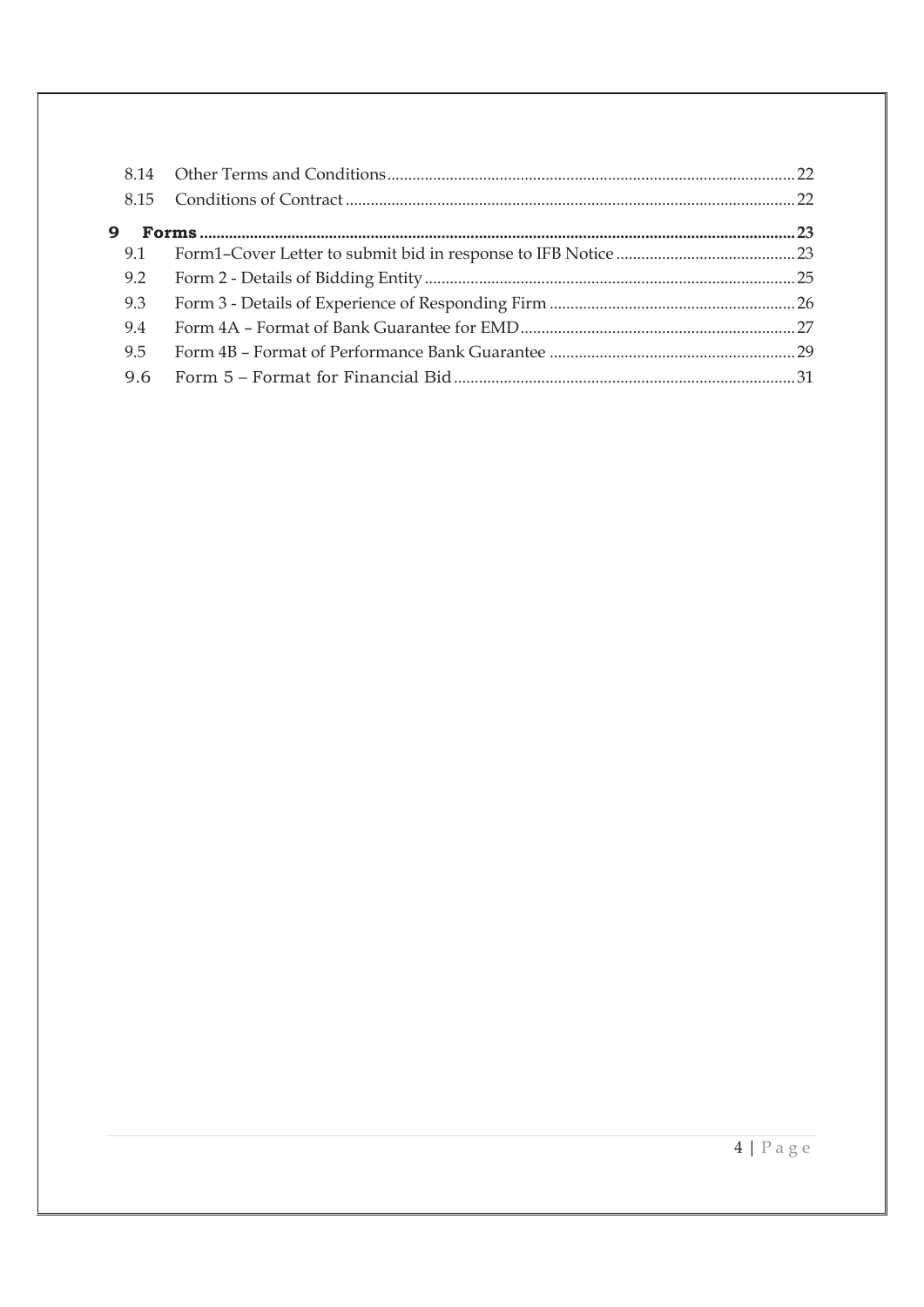| | | |
|---|---|---|
| 8.14 | Other Terms and Conditions | 22 |
| 8.15 | Conditions of Contract | 22 |
| **9** | **Forms** | **23** |
| 9.1 | Form1–Cover Letter to submit bid in response to IFB Notice | 23 |
| 9.2 | Form 2 - Details of Bidding Entity | 25 |
| 9.3 | Form 3 - Details of Experience of Responding Firm | 26 |
| 9.4 | Form 4A – Format of Bank Guarantee for EMD | 27 |
| 9.5 | Form 4B – Format of Performance Bank Guarantee | 29 |
| 9.6 | Form 5 – Format for Financial Bid | 31 |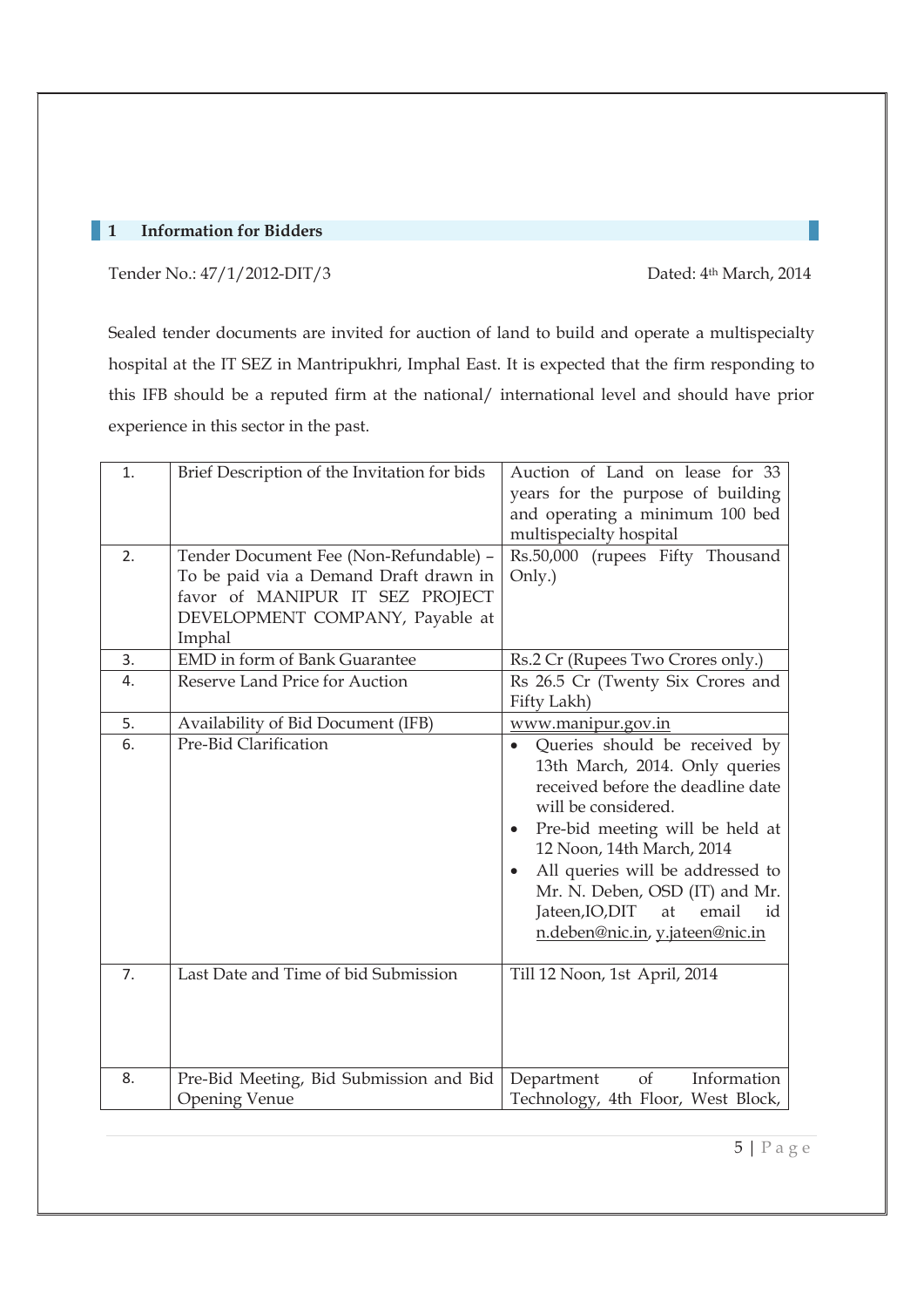## 1 Information for Bidders

Tender No.: 47/1/2012-DIT/3 Dated: 4th March, 2014

Sealed tender documents are invited for auction of land to build and operate a multispecialty hospital at the IT SEZ in Mantripukhri, Imphal East. It is expected that the firm responding to this IFB should be a reputed firm at the national/ international level and should have prior experience in this sector in the past.

| | | |
|---|---|---|
| 1. | Brief Description of the Invitation for bids | Auction of Land on lease for 33 years for the purpose of building and operating a minimum 100 bed multispecialty hospital |
| 2. | Tender Document Fee (Non-Refundable) – To be paid via a Demand Draft drawn in favor of MANIPUR IT SEZ PROJECT DEVELOPMENT COMPANY, Payable at Imphal | Rs.50,000 (rupees Fifty Thousand Only.) |
| 3. | EMD in form of Bank Guarantee | Rs.2 Cr (Rupees Two Crores only.) |
| 4. | Reserve Land Price for Auction | Rs 26.5 Cr (Twenty Six Crores and Fifty Lakh) |
| 5. | Availability of Bid Document (IFB) | www.manipur.gov.in |
| 6. | Pre-Bid Clarification | • Queries should be received by 13th March, 2014. Only queries received before the deadline date will be considered.<br>• Pre-bid meeting will be held at 12 Noon, 14th March, 2014<br>• All queries will be addressed to Mr. N. Deben, OSD (IT) and Mr. Jateen,IO,DIT at email id n.deben@nic.in, y.jateen@nic.in |
| 7. | Last Date and Time of bid Submission | Till 12 Noon, 1st April, 2014 |
| 8. | Pre-Bid Meeting, Bid Submission and Bid Opening Venue | Department of Information Technology, 4th Floor, West Block, |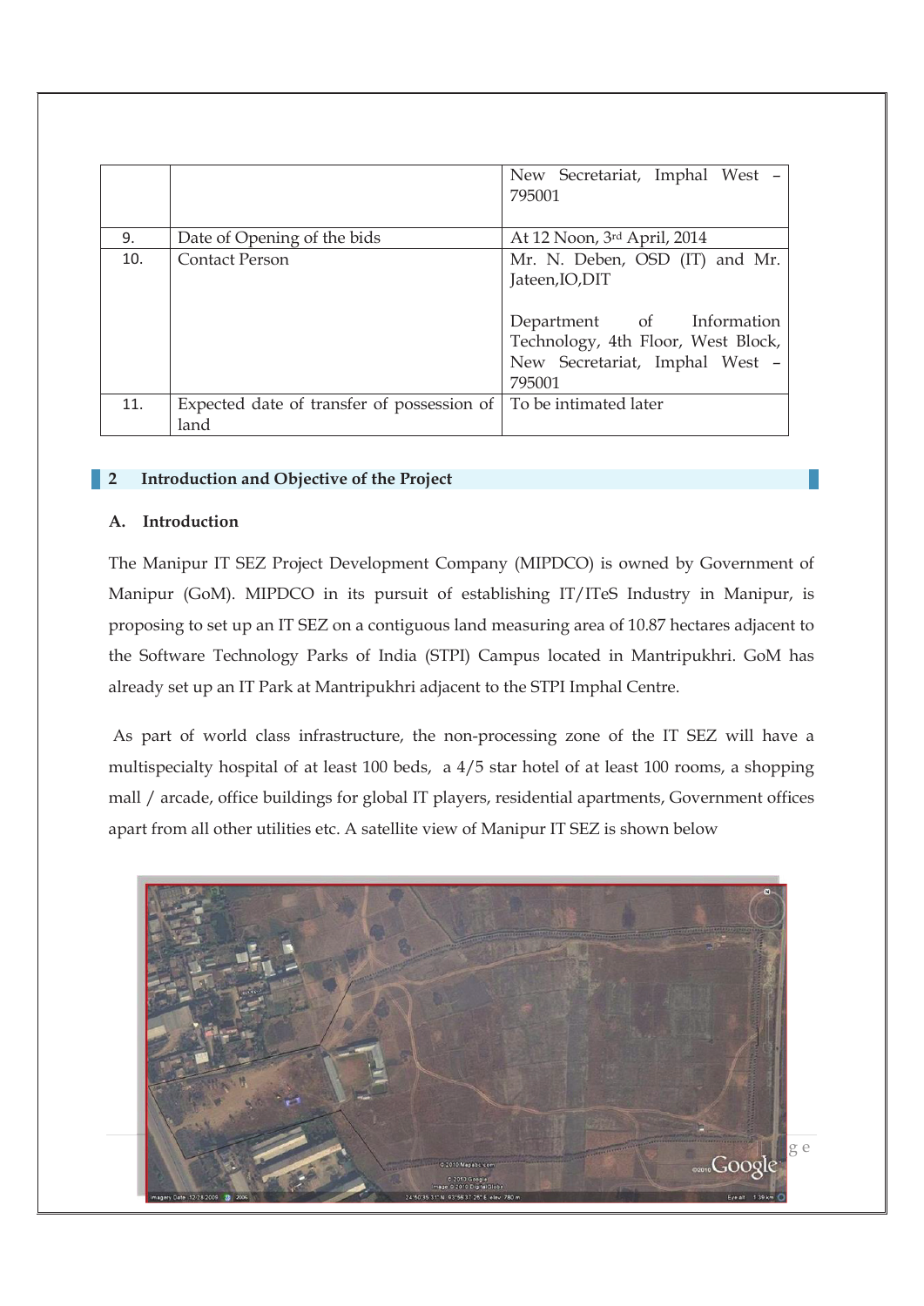|  |  | New Secretariat, Imphal West – 795001 |
|---|---|---|
| 9. | Date of Opening of the bids | At 12 Noon, 3rd April, 2014 |
| 10. | Contact Person | Mr. N. Deben, OSD (IT) and Mr. Jateen,IO,DIT<br><br>Department of Information Technology, 4th Floor, West Block, New Secretariat, Imphal West – 795001 |
| 11. | Expected date of transfer of possession of land | To be intimated later |

## 2 Introduction and Objective of the Project

### A. Introduction

The Manipur IT SEZ Project Development Company (MIPDCO) is owned by Government of Manipur (GoM). MIPDCO in its pursuit of establishing IT/ITeS Industry in Manipur, is proposing to set up an IT SEZ on a contiguous land measuring area of 10.87 hectares adjacent to the Software Technology Parks of India (STPI) Campus located in Mantripukhri. GoM has already set up an IT Park at Mantripukhri adjacent to the STPI Imphal Centre.

As part of world class infrastructure, the non-processing zone of the IT SEZ will have a multispecialty hospital of at least 100 beds, a 4/5 star hotel of at least 100 rooms, a shopping mall / arcade, office buildings for global IT players, residential apartments, Government offices apart from all other utilities etc. A satellite view of Manipur IT SEZ is shown below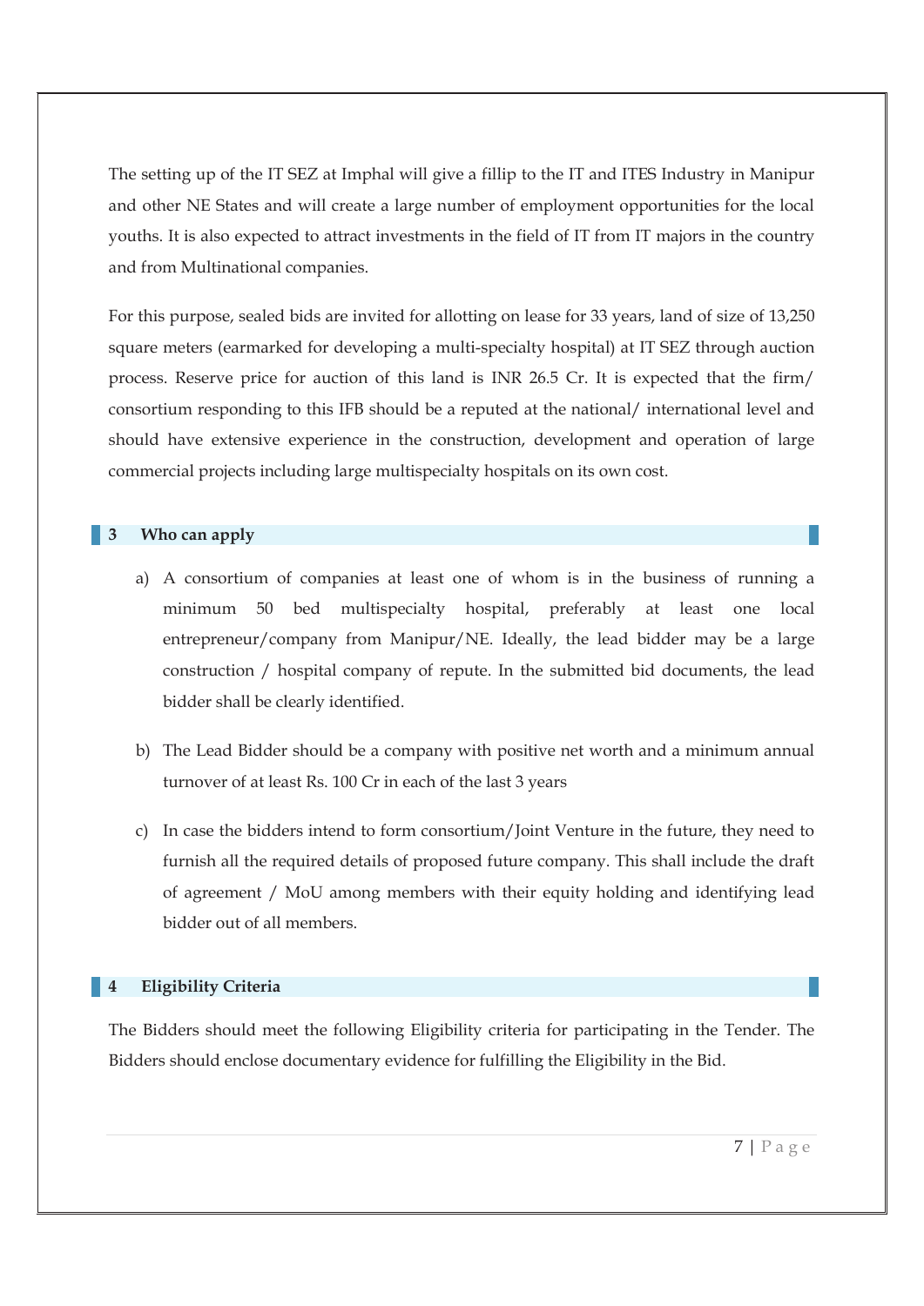The setting up of the IT SEZ at Imphal will give a fillip to the IT and ITES Industry in Manipur and other NE States and will create a large number of employment opportunities for the local youths. It is also expected to attract investments in the field of IT from IT majors in the country and from Multinational companies.

For this purpose, sealed bids are invited for allotting on lease for 33 years, land of size of 13,250 square meters (earmarked for developing a multi-specialty hospital) at IT SEZ through auction process. Reserve price for auction of this land is INR 26.5 Cr. It is expected that the firm/ consortium responding to this IFB should be a reputed at the national/ international level and should have extensive experience in the construction, development and operation of large commercial projects including large multispecialty hospitals on its own cost.

## 3 Who can apply

a) A consortium of companies at least one of whom is in the business of running a minimum 50 bed multispecialty hospital, preferably at least one local entrepreneur/company from Manipur/NE. Ideally, the lead bidder may be a large construction / hospital company of repute. In the submitted bid documents, the lead bidder shall be clearly identified.

b) The Lead Bidder should be a company with positive net worth and a minimum annual turnover of at least Rs. 100 Cr in each of the last 3 years

c) In case the bidders intend to form consortium/Joint Venture in the future, they need to furnish all the required details of proposed future company. This shall include the draft of agreement / MoU among members with their equity holding and identifying lead bidder out of all members.

## 4 Eligibility Criteria

The Bidders should meet the following Eligibility criteria for participating in the Tender. The Bidders should enclose documentary evidence for fulfilling the Eligibility in the Bid.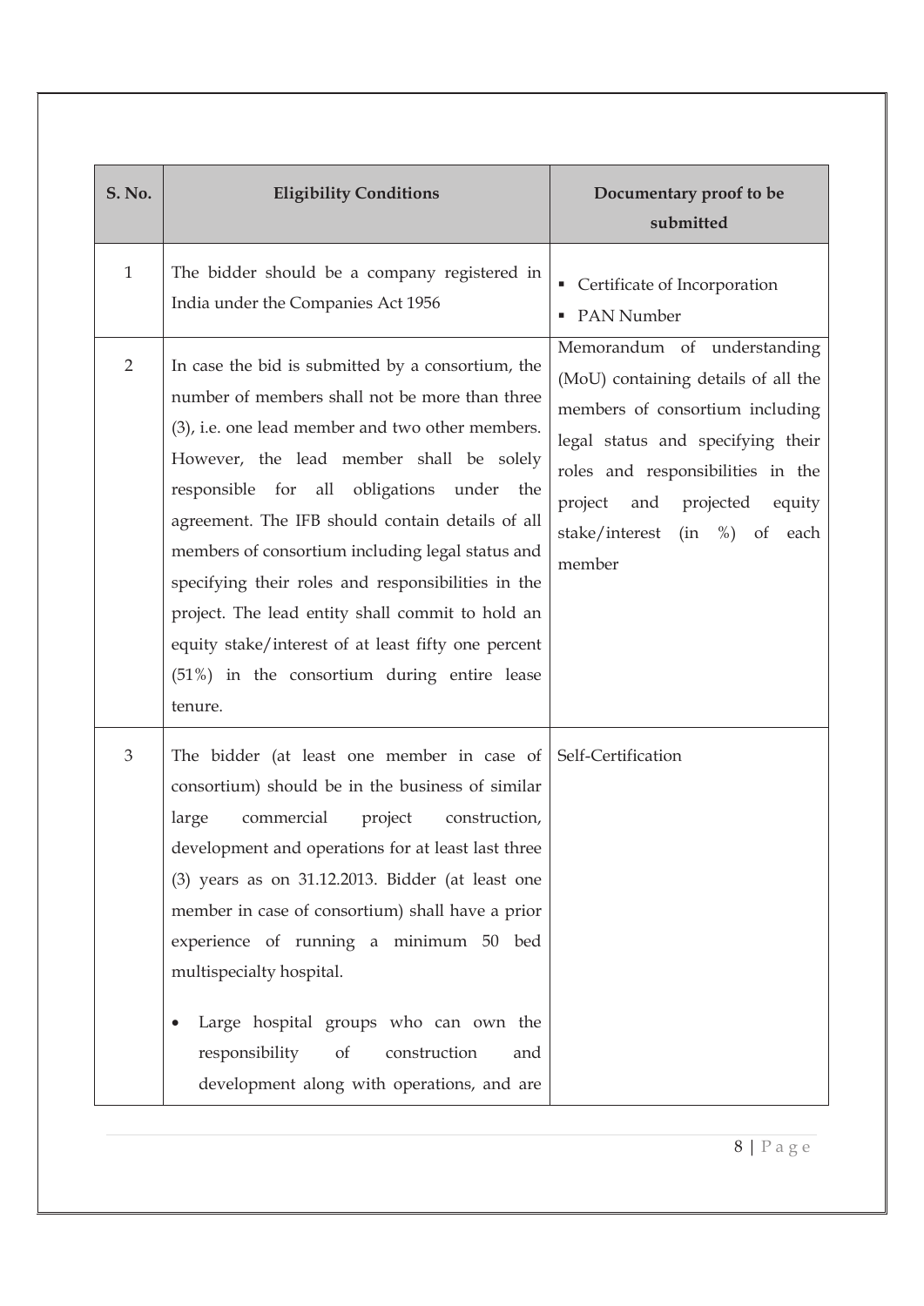| S. No. | Eligibility Conditions | Documentary proof to be submitted |
|---|---|---|
| 1 | The bidder should be a company registered in India under the Companies Act 1956 | ▪ Certificate of Incorporation<br>▪ PAN Number |
| 2 | In case the bid is submitted by a consortium, the number of members shall not be more than three (3), i.e. one lead member and two other members. However, the lead member shall be solely responsible for all obligations under the agreement. The IFB should contain details of all members of consortium including legal status and specifying their roles and responsibilities in the project. The lead entity shall commit to hold an equity stake/interest of at least fifty one percent (51%) in the consortium during entire lease tenure. | Memorandum of understanding (MoU) containing details of all the members of consortium including legal status and specifying their roles and responsibilities in the project and projected equity stake/interest (in %) of each member |
| 3 | The bidder (at least one member in case of consortium) should be in the business of similar large commercial project construction, development and operations for at least last three (3) years as on 31.12.2013. Bidder (at least one member in case of consortium) shall have a prior experience of running a minimum 50 bed multispecialty hospital.<br><br>• Large hospital groups who can own the responsibility of construction and development along with operations, and are | Self-Certification |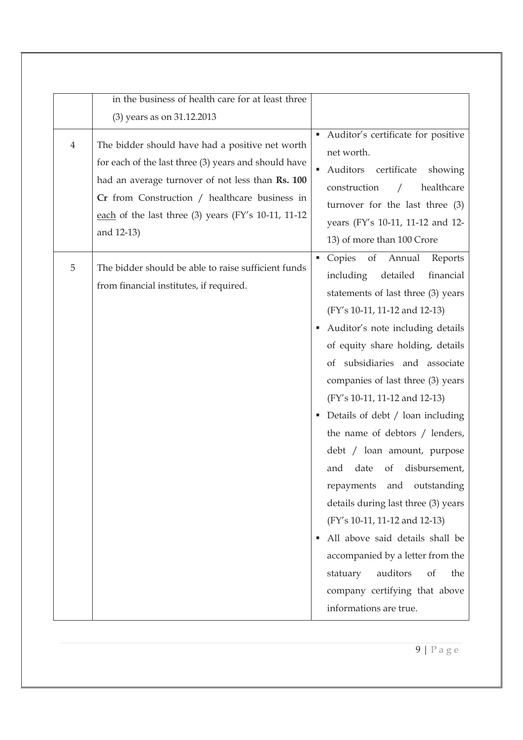| | | |
|---|---|---|
| | in the business of health care for at least three (3) years as on 31.12.2013 | |
| 4 | The bidder should have had a positive net worth for each of the last three (3) years and should have had an average turnover of not less than **Rs. 100 Cr** from Construction / healthcare business in <u>each</u> of the last three (3) years (FY's 10-11, 11-12 and 12-13) | ▪ Auditor's certificate for positive net worth.<br>▪ Auditors certificate showing construction / healthcare turnover for the last three (3) years (FY's 10-11, 11-12 and 12-13) of more than 100 Crore |
| 5 | The bidder should be able to raise sufficient funds from financial institutes, if required. | ▪ Copies of Annual Reports including detailed financial statements of last three (3) years (FY's 10-11, 11-12 and 12-13)<br>▪ Auditor's note including details of equity share holding, details of subsidiaries and associate companies of last three (3) years (FY's 10-11, 11-12 and 12-13)<br>▪ Details of debt / loan including the name of debtors / lenders, debt / loan amount, purpose and date of disbursement, repayments and outstanding details during last three (3) years (FY's 10-11, 11-12 and 12-13)<br>▪ All above said details shall be accompanied by a letter from the statuary auditors of the company certifying that above informations are true. |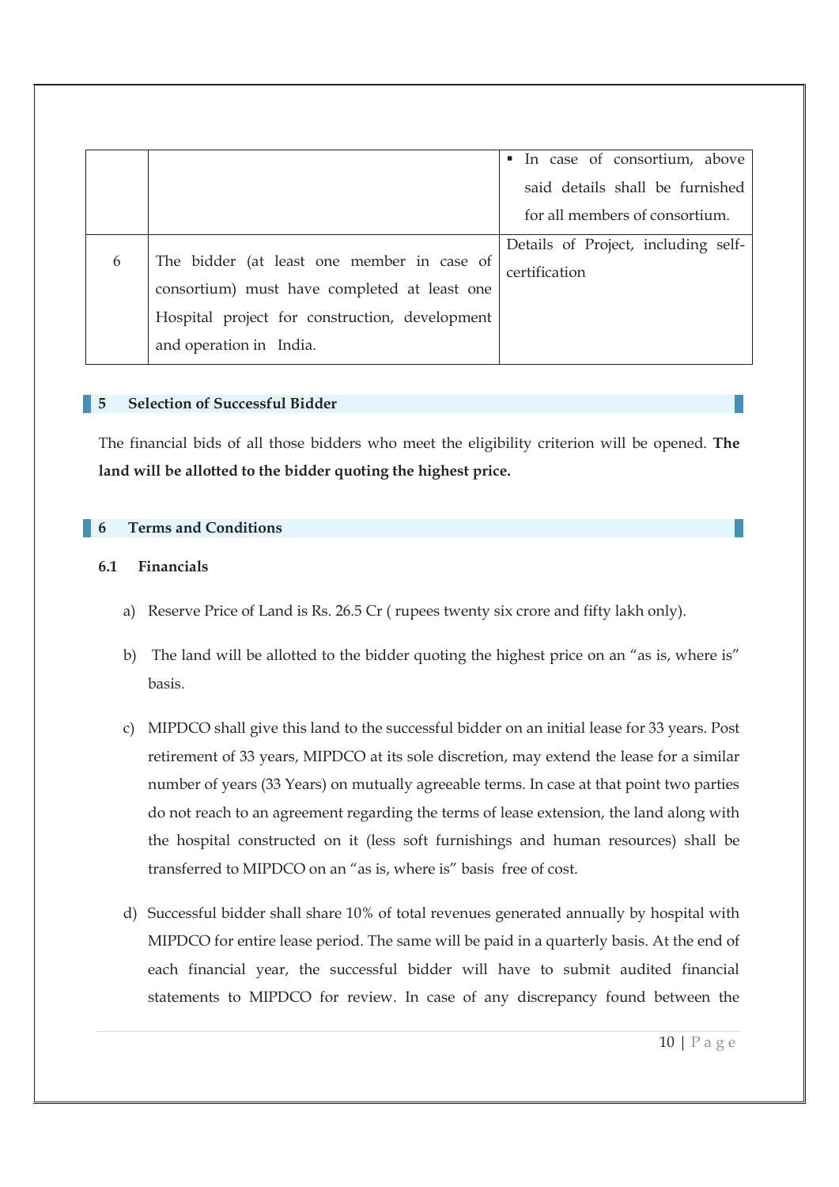| | | ▪ In case of consortium, above said details shall be furnished for all members of consortium. |
|---|---|---|
| 6 | The bidder (at least one member in case of consortium) must have completed at least one Hospital project for construction, development and operation in India. | Details of Project, including self-certification |

## 5 Selection of Successful Bidder

The financial bids of all those bidders who meet the eligibility criterion will be opened. **The land will be allotted to the bidder quoting the highest price.**

## 6 Terms and Conditions

### 6.1 Financials

a) Reserve Price of Land is Rs. 26.5 Cr ( rupees twenty six crore and fifty lakh only).

b) The land will be allotted to the bidder quoting the highest price on an "as is, where is" basis.

c) MIPDCO shall give this land to the successful bidder on an initial lease for 33 years. Post retirement of 33 years, MIPDCO at its sole discretion, may extend the lease for a similar number of years (33 Years) on mutually agreeable terms. In case at that point two parties do not reach to an agreement regarding the terms of lease extension, the land along with the hospital constructed on it (less soft furnishings and human resources) shall be transferred to MIPDCO on an "as is, where is" basis free of cost.

d) Successful bidder shall share 10% of total revenues generated annually by hospital with MIPDCO for entire lease period. The same will be paid in a quarterly basis. At the end of each financial year, the successful bidder will have to submit audited financial statements to MIPDCO for review. In case of any discrepancy found between the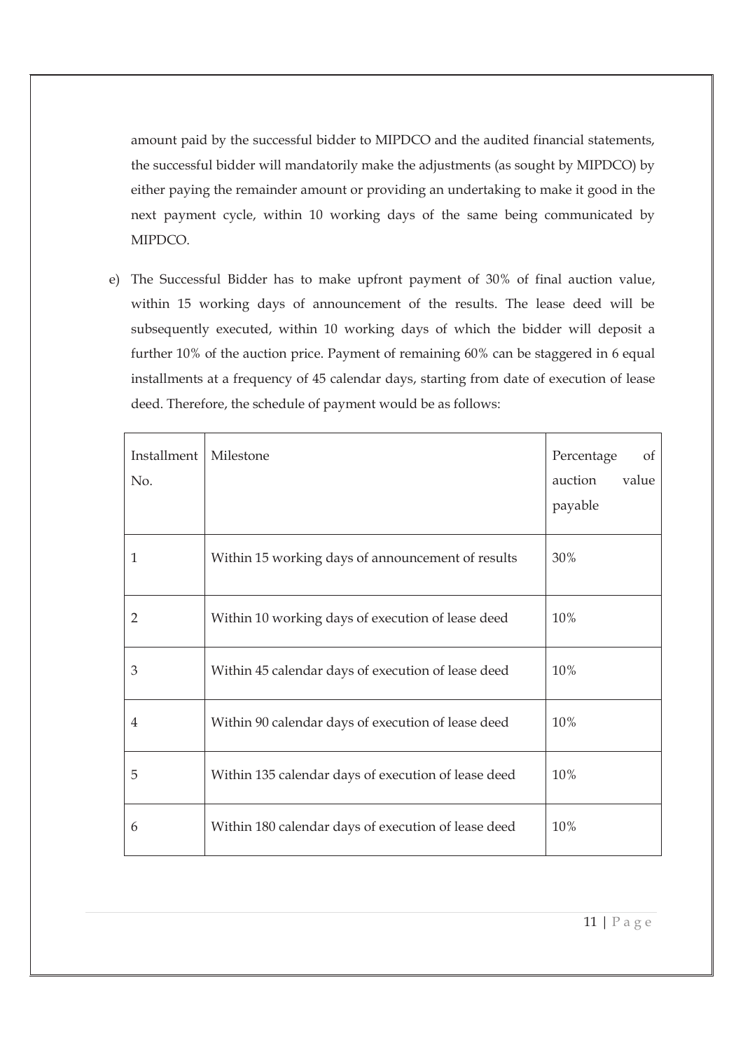amount paid by the successful bidder to MIPDCO and the audited financial statements, the successful bidder will mandatorily make the adjustments (as sought by MIPDCO) by either paying the remainder amount or providing an undertaking to make it good in the next payment cycle, within 10 working days of the same being communicated by MIPDCO.

e) The Successful Bidder has to make upfront payment of 30% of final auction value, within 15 working days of announcement of the results. The lease deed will be subsequently executed, within 10 working days of which the bidder will deposit a further 10% of the auction price. Payment of remaining 60% can be staggered in 6 equal installments at a frequency of 45 calendar days, starting from date of execution of lease deed. Therefore, the schedule of payment would be as follows:

| Installment No. | Milestone | Percentage of auction value payable |
|---|---|---|
| 1 | Within 15 working days of announcement of results | 30% |
| 2 | Within 10 working days of execution of lease deed | 10% |
| 3 | Within 45 calendar days of execution of lease deed | 10% |
| 4 | Within 90 calendar days of execution of lease deed | 10% |
| 5 | Within 135 calendar days of execution of lease deed | 10% |
| 6 | Within 180 calendar days of execution of lease deed | 10% |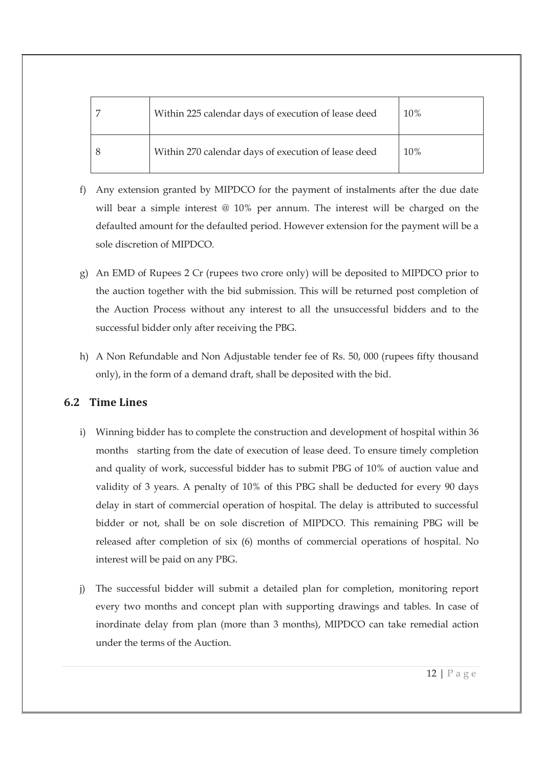| 7 | Within 225 calendar days of execution of lease deed | 10% |
|---|---|---|
| 8 | Within 270 calendar days of execution of lease deed | 10% |

f) Any extension granted by MIPDCO for the payment of instalments after the due date will bear a simple interest @ 10% per annum. The interest will be charged on the defaulted amount for the defaulted period. However extension for the payment will be a sole discretion of MIPDCO.

g) An EMD of Rupees 2 Cr (rupees two crore only) will be deposited to MIPDCO prior to the auction together with the bid submission. This will be returned post completion of the Auction Process without any interest to all the unsuccessful bidders and to the successful bidder only after receiving the PBG.

h) A Non Refundable and Non Adjustable tender fee of Rs. 50, 000 (rupees fifty thousand only), in the form of a demand draft, shall be deposited with the bid.

## 6.2 Time Lines

i) Winning bidder has to complete the construction and development of hospital within 36 months starting from the date of execution of lease deed. To ensure timely completion and quality of work, successful bidder has to submit PBG of 10% of auction value and validity of 3 years. A penalty of 10% of this PBG shall be deducted for every 90 days delay in start of commercial operation of hospital. The delay is attributed to successful bidder or not, shall be on sole discretion of MIPDCO. This remaining PBG will be released after completion of six (6) months of commercial operations of hospital. No interest will be paid on any PBG.

j) The successful bidder will submit a detailed plan for completion, monitoring report every two months and concept plan with supporting drawings and tables. In case of inordinate delay from plan (more than 3 months), MIPDCO can take remedial action under the terms of the Auction.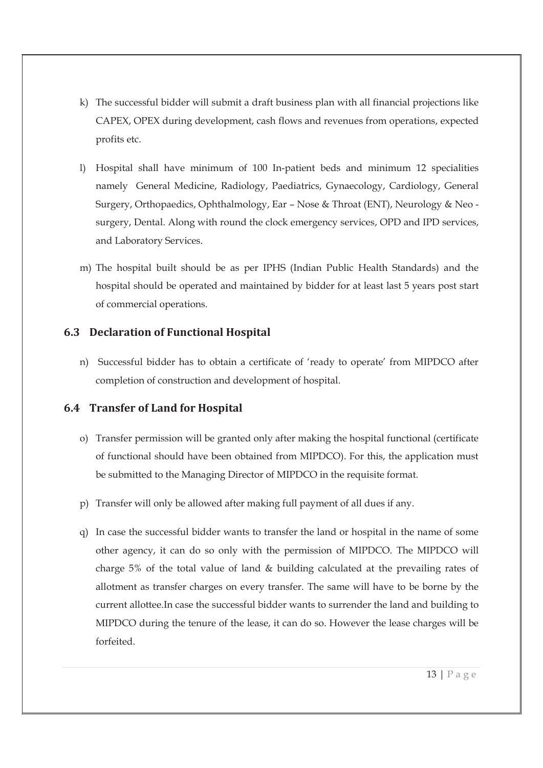k) The successful bidder will submit a draft business plan with all financial projections like CAPEX, OPEX during development, cash flows and revenues from operations, expected profits etc.

l) Hospital shall have minimum of 100 In-patient beds and minimum 12 specialities namely General Medicine, Radiology, Paediatrics, Gynaecology, Cardiology, General Surgery, Orthopaedics, Ophthalmology, Ear – Nose & Throat (ENT), Neurology & Neo - surgery, Dental. Along with round the clock emergency services, OPD and IPD services, and Laboratory Services.

m) The hospital built should be as per IPHS (Indian Public Health Standards) and the hospital should be operated and maintained by bidder for at least last 5 years post start of commercial operations.

## 6.3 Declaration of Functional Hospital

n) Successful bidder has to obtain a certificate of 'ready to operate' from MIPDCO after completion of construction and development of hospital.

## 6.4 Transfer of Land for Hospital

o) Transfer permission will be granted only after making the hospital functional (certificate of functional should have been obtained from MIPDCO). For this, the application must be submitted to the Managing Director of MIPDCO in the requisite format.

p) Transfer will only be allowed after making full payment of all dues if any.

q) In case the successful bidder wants to transfer the land or hospital in the name of some other agency, it can do so only with the permission of MIPDCO. The MIPDCO will charge 5% of the total value of land & building calculated at the prevailing rates of allotment as transfer charges on every transfer. The same will have to be borne by the current allottee.In case the successful bidder wants to surrender the land and building to MIPDCO during the tenure of the lease, it can do so. However the lease charges will be forfeited.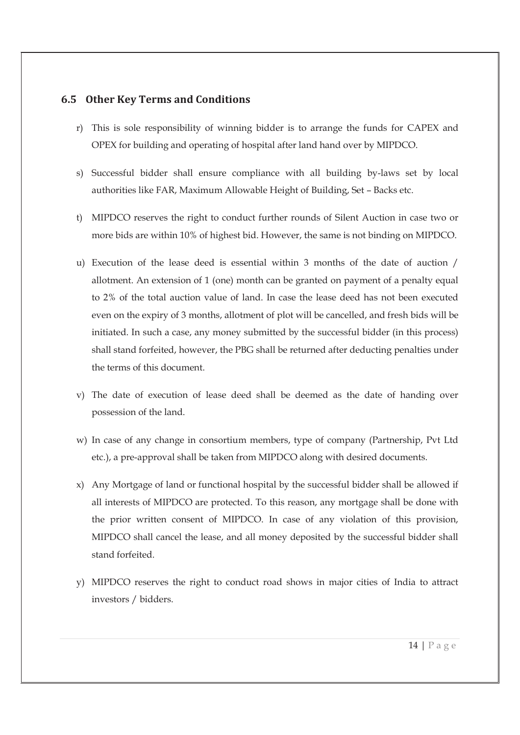## 6.5 Other Key Terms and Conditions

r) This is sole responsibility of winning bidder is to arrange the funds for CAPEX and OPEX for building and operating of hospital after land hand over by MIPDCO.

s) Successful bidder shall ensure compliance with all building by-laws set by local authorities like FAR, Maximum Allowable Height of Building, Set – Backs etc.

t) MIPDCO reserves the right to conduct further rounds of Silent Auction in case two or more bids are within 10% of highest bid. However, the same is not binding on MIPDCO.

u) Execution of the lease deed is essential within 3 months of the date of auction / allotment. An extension of 1 (one) month can be granted on payment of a penalty equal to 2% of the total auction value of land. In case the lease deed has not been executed even on the expiry of 3 months, allotment of plot will be cancelled, and fresh bids will be initiated. In such a case, any money submitted by the successful bidder (in this process) shall stand forfeited, however, the PBG shall be returned after deducting penalties under the terms of this document.

v) The date of execution of lease deed shall be deemed as the date of handing over possession of the land.

w) In case of any change in consortium members, type of company (Partnership, Pvt Ltd etc.), a pre-approval shall be taken from MIPDCO along with desired documents.

x) Any Mortgage of land or functional hospital by the successful bidder shall be allowed if all interests of MIPDCO are protected. To this reason, any mortgage shall be done with the prior written consent of MIPDCO. In case of any violation of this provision, MIPDCO shall cancel the lease, and all money deposited by the successful bidder shall stand forfeited.

y) MIPDCO reserves the right to conduct road shows in major cities of India to attract investors / bidders.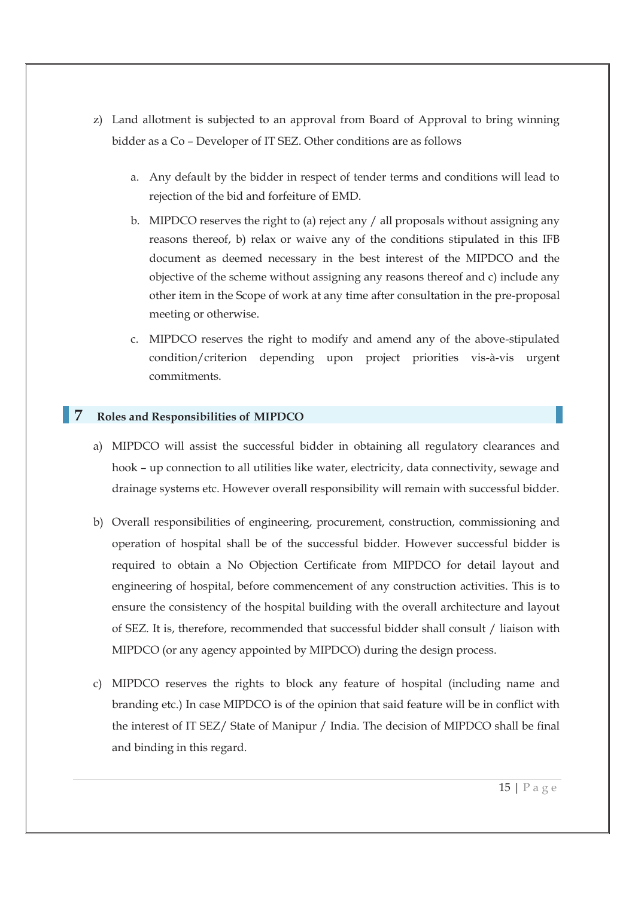z) Land allotment is subjected to an approval from Board of Approval to bring winning bidder as a Co – Developer of IT SEZ. Other conditions are as follows

   a. Any default by the bidder in respect of tender terms and conditions will lead to rejection of the bid and forfeiture of EMD.

   b. MIPDCO reserves the right to (a) reject any / all proposals without assigning any reasons thereof, b) relax or waive any of the conditions stipulated in this IFB document as deemed necessary in the best interest of the MIPDCO and the objective of the scheme without assigning any reasons thereof and c) include any other item in the Scope of work at any time after consultation in the pre-proposal meeting or otherwise.

   c. MIPDCO reserves the right to modify and amend any of the above-stipulated condition/criterion depending upon project priorities vis-à-vis urgent commitments.

## 7 Roles and Responsibilities of MIPDCO

a) MIPDCO will assist the successful bidder in obtaining all regulatory clearances and hook – up connection to all utilities like water, electricity, data connectivity, sewage and drainage systems etc. However overall responsibility will remain with successful bidder.

b) Overall responsibilities of engineering, procurement, construction, commissioning and operation of hospital shall be of the successful bidder. However successful bidder is required to obtain a No Objection Certificate from MIPDCO for detail layout and engineering of hospital, before commencement of any construction activities. This is to ensure the consistency of the hospital building with the overall architecture and layout of SEZ. It is, therefore, recommended that successful bidder shall consult / liaison with MIPDCO (or any agency appointed by MIPDCO) during the design process.

c) MIPDCO reserves the rights to block any feature of hospital (including name and branding etc.) In case MIPDCO is of the opinion that said feature will be in conflict with the interest of IT SEZ/ State of Manipur / India. The decision of MIPDCO shall be final and binding in this regard.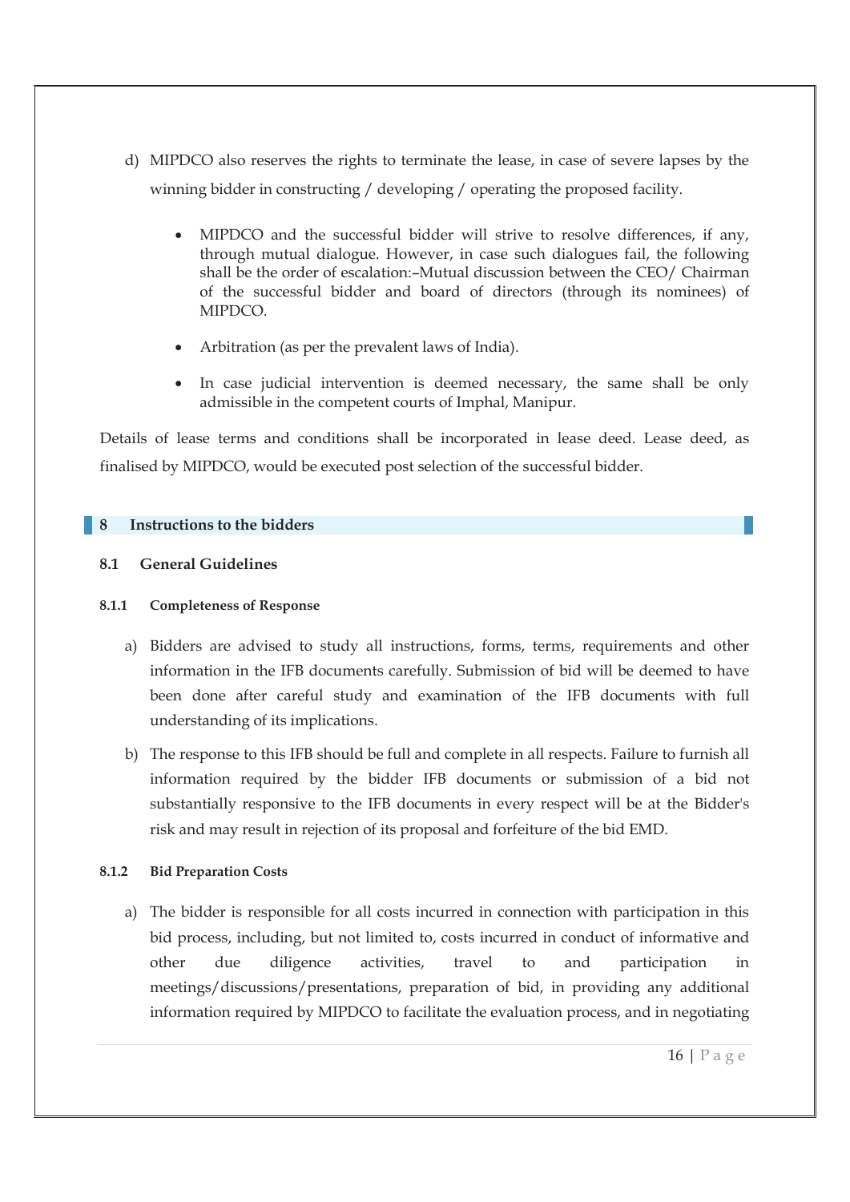d) MIPDCO also reserves the rights to terminate the lease, in case of severe lapses by the winning bidder in constructing / developing / operating the proposed facility.

- MIPDCO and the successful bidder will strive to resolve differences, if any, through mutual dialogue. However, in case such dialogues fail, the following shall be the order of escalation:–Mutual discussion between the CEO/ Chairman of the successful bidder and board of directors (through its nominees) of MIPDCO.
- Arbitration (as per the prevalent laws of India).
- In case judicial intervention is deemed necessary, the same shall be only admissible in the competent courts of Imphal, Manipur.

Details of lease terms and conditions shall be incorporated in lease deed. Lease deed, as finalised by MIPDCO, would be executed post selection of the successful bidder.

## 8 Instructions to the bidders

### 8.1 General Guidelines

#### 8.1.1 Completeness of Response

a) Bidders are advised to study all instructions, forms, terms, requirements and other information in the IFB documents carefully. Submission of bid will be deemed to have been done after careful study and examination of the IFB documents with full understanding of its implications.

b) The response to this IFB should be full and complete in all respects. Failure to furnish all information required by the bidder IFB documents or submission of a bid not substantially responsive to the IFB documents in every respect will be at the Bidder's risk and may result in rejection of its proposal and forfeiture of the bid EMD.

#### 8.1.2 Bid Preparation Costs

a) The bidder is responsible for all costs incurred in connection with participation in this bid process, including, but not limited to, costs incurred in conduct of informative and other due diligence activities, travel to and participation in meetings/discussions/presentations, preparation of bid, in providing any additional information required by MIPDCO to facilitate the evaluation process, and in negotiating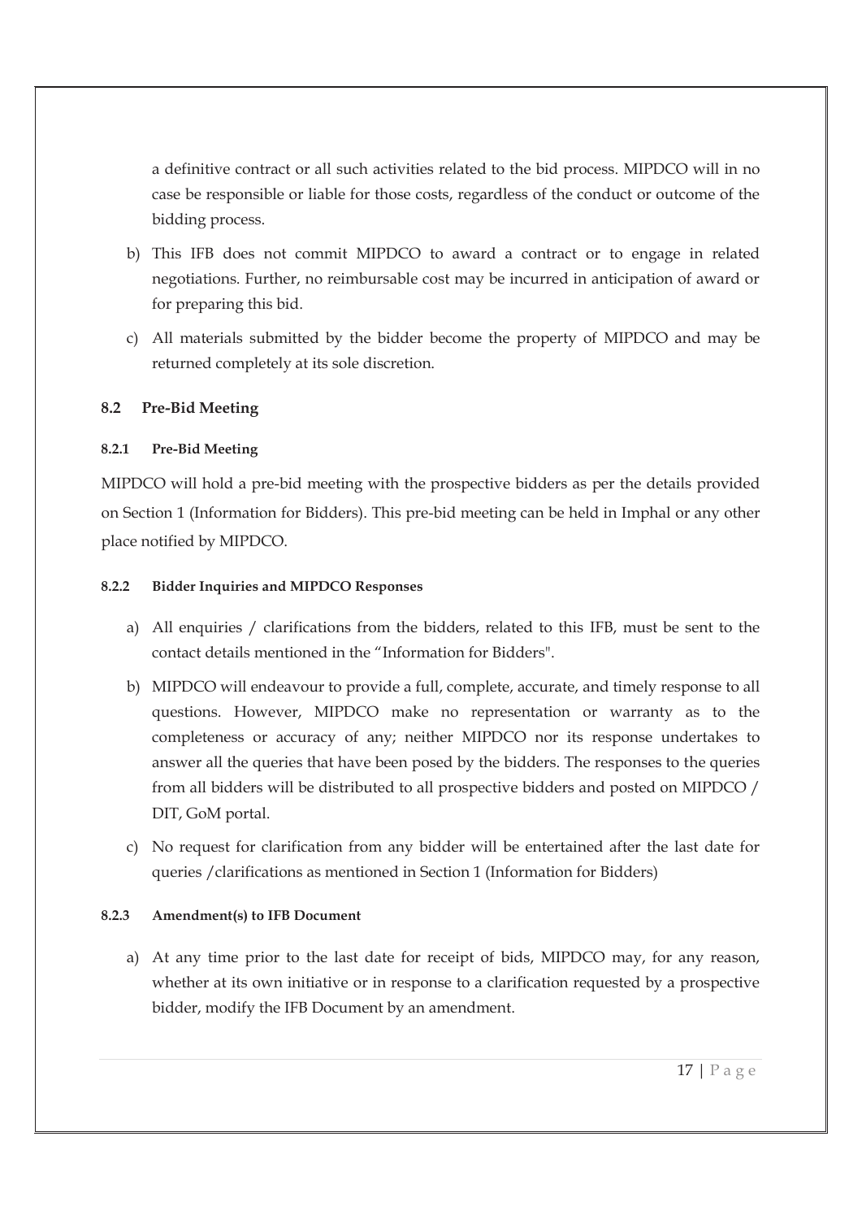a definitive contract or all such activities related to the bid process. MIPDCO will in no case be responsible or liable for those costs, regardless of the conduct or outcome of the bidding process.

b) This IFB does not commit MIPDCO to award a contract or to engage in related negotiations. Further, no reimbursable cost may be incurred in anticipation of award or for preparing this bid.

c) All materials submitted by the bidder become the property of MIPDCO and may be returned completely at its sole discretion.

### 8.2 Pre-Bid Meeting

#### 8.2.1 Pre-Bid Meeting

MIPDCO will hold a pre-bid meeting with the prospective bidders as per the details provided on Section 1 (Information for Bidders). This pre-bid meeting can be held in Imphal or any other place notified by MIPDCO.

#### 8.2.2 Bidder Inquiries and MIPDCO Responses

a) All enquiries / clarifications from the bidders, related to this IFB, must be sent to the contact details mentioned in the "Information for Bidders".

b) MIPDCO will endeavour to provide a full, complete, accurate, and timely response to all questions. However, MIPDCO make no representation or warranty as to the completeness or accuracy of any; neither MIPDCO nor its response undertakes to answer all the queries that have been posed by the bidders. The responses to the queries from all bidders will be distributed to all prospective bidders and posted on MIPDCO / DIT, GoM portal.

c) No request for clarification from any bidder will be entertained after the last date for queries /clarifications as mentioned in Section 1 (Information for Bidders)

#### 8.2.3 Amendment(s) to IFB Document

a) At any time prior to the last date for receipt of bids, MIPDCO may, for any reason, whether at its own initiative or in response to a clarification requested by a prospective bidder, modify the IFB Document by an amendment.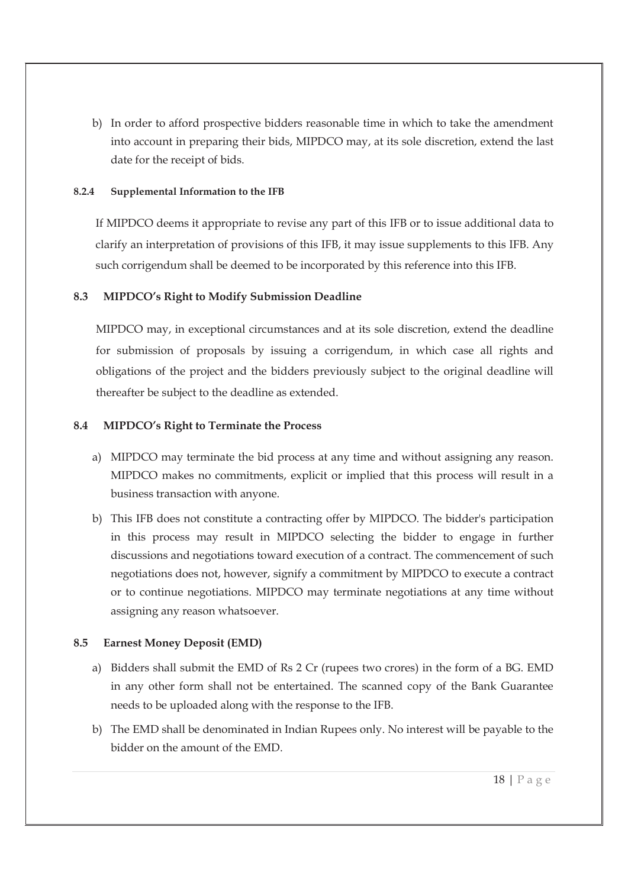b) In order to afford prospective bidders reasonable time in which to take the amendment into account in preparing their bids, MIPDCO may, at its sole discretion, extend the last date for the receipt of bids.

#### 8.2.4 Supplemental Information to the IFB

If MIPDCO deems it appropriate to revise any part of this IFB or to issue additional data to clarify an interpretation of provisions of this IFB, it may issue supplements to this IFB. Any such corrigendum shall be deemed to be incorporated by this reference into this IFB.

### 8.3 MIPDCO's Right to Modify Submission Deadline

MIPDCO may, in exceptional circumstances and at its sole discretion, extend the deadline for submission of proposals by issuing a corrigendum, in which case all rights and obligations of the project and the bidders previously subject to the original deadline will thereafter be subject to the deadline as extended.

### 8.4 MIPDCO's Right to Terminate the Process

a) MIPDCO may terminate the bid process at any time and without assigning any reason. MIPDCO makes no commitments, explicit or implied that this process will result in a business transaction with anyone.

b) This IFB does not constitute a contracting offer by MIPDCO. The bidder's participation in this process may result in MIPDCO selecting the bidder to engage in further discussions and negotiations toward execution of a contract. The commencement of such negotiations does not, however, signify a commitment by MIPDCO to execute a contract or to continue negotiations. MIPDCO may terminate negotiations at any time without assigning any reason whatsoever.

### 8.5 Earnest Money Deposit (EMD)

a) Bidders shall submit the EMD of Rs 2 Cr (rupees two crores) in the form of a BG. EMD in any other form shall not be entertained. The scanned copy of the Bank Guarantee needs to be uploaded along with the response to the IFB.

b) The EMD shall be denominated in Indian Rupees only. No interest will be payable to the bidder on the amount of the EMD.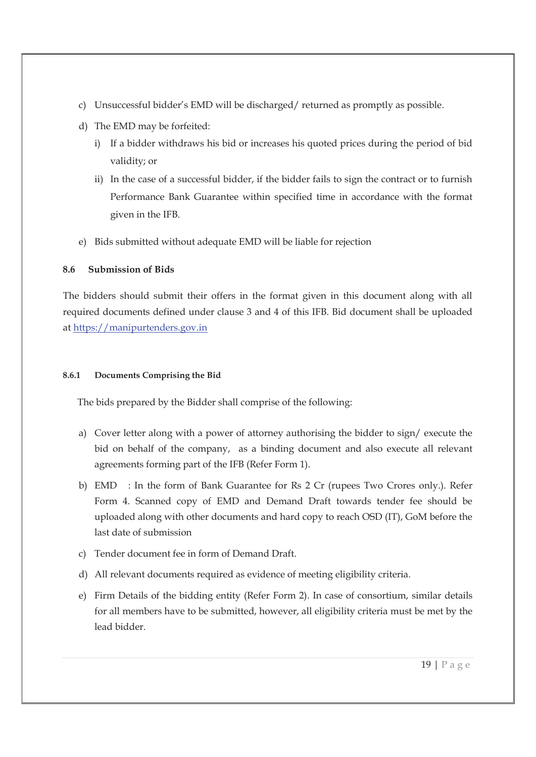c) Unsuccessful bidder's EMD will be discharged/ returned as promptly as possible.

d) The EMD may be forfeited:

   i) If a bidder withdraws his bid or increases his quoted prices during the period of bid validity; or

   ii) In the case of a successful bidder, if the bidder fails to sign the contract or to furnish Performance Bank Guarantee within specified time in accordance with the format given in the IFB.

e) Bids submitted without adequate EMD will be liable for rejection

### 8.6 Submission of Bids

The bidders should submit their offers in the format given in this document along with all required documents defined under clause 3 and 4 of this IFB. Bid document shall be uploaded at [https://manipurtenders.gov.in](https://manipurtenders.gov.in)

#### 8.6.1 Documents Comprising the Bid

The bids prepared by the Bidder shall comprise of the following:

a) Cover letter along with a power of attorney authorising the bidder to sign/ execute the bid on behalf of the company, as a binding document and also execute all relevant agreements forming part of the IFB (Refer Form 1).

b) EMD : In the form of Bank Guarantee for Rs 2 Cr (rupees Two Crores only.). Refer Form 4. Scanned copy of EMD and Demand Draft towards tender fee should be uploaded along with other documents and hard copy to reach OSD (IT), GoM before the last date of submission

c) Tender document fee in form of Demand Draft.

d) All relevant documents required as evidence of meeting eligibility criteria.

e) Firm Details of the bidding entity (Refer Form 2). In case of consortium, similar details for all members have to be submitted, however, all eligibility criteria must be met by the lead bidder.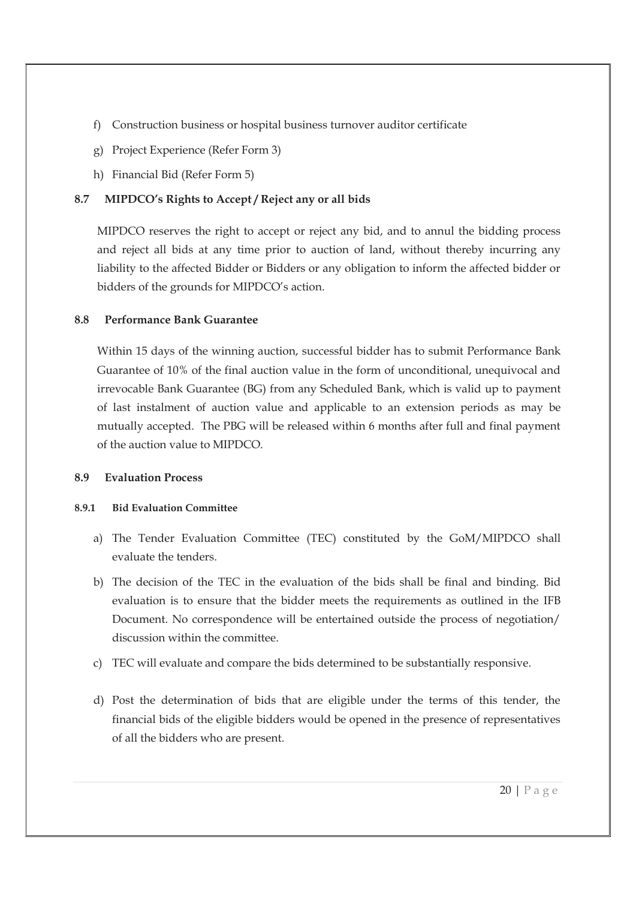f) Construction business or hospital business turnover auditor certificate

g) Project Experience (Refer Form 3)

h) Financial Bid (Refer Form 5)

### 8.7 MIPDCO's Rights to Accept / Reject any or all bids

MIPDCO reserves the right to accept or reject any bid, and to annul the bidding process and reject all bids at any time prior to auction of land, without thereby incurring any liability to the affected Bidder or Bidders or any obligation to inform the affected bidder or bidders of the grounds for MIPDCO's action.

### 8.8 Performance Bank Guarantee

Within 15 days of the winning auction, successful bidder has to submit Performance Bank Guarantee of 10% of the final auction value in the form of unconditional, unequivocal and irrevocable Bank Guarantee (BG) from any Scheduled Bank, which is valid up to payment of last instalment of auction value and applicable to an extension periods as may be mutually accepted. The PBG will be released within 6 months after full and final payment of the auction value to MIPDCO.

### 8.9 Evaluation Process

#### 8.9.1 Bid Evaluation Committee

a) The Tender Evaluation Committee (TEC) constituted by the GoM/MIPDCO shall evaluate the tenders.

b) The decision of the TEC in the evaluation of the bids shall be final and binding. Bid evaluation is to ensure that the bidder meets the requirements as outlined in the IFB Document. No correspondence will be entertained outside the process of negotiation/ discussion within the committee.

c) TEC will evaluate and compare the bids determined to be substantially responsive.

d) Post the determination of bids that are eligible under the terms of this tender, the financial bids of the eligible bidders would be opened in the presence of representatives of all the bidders who are present.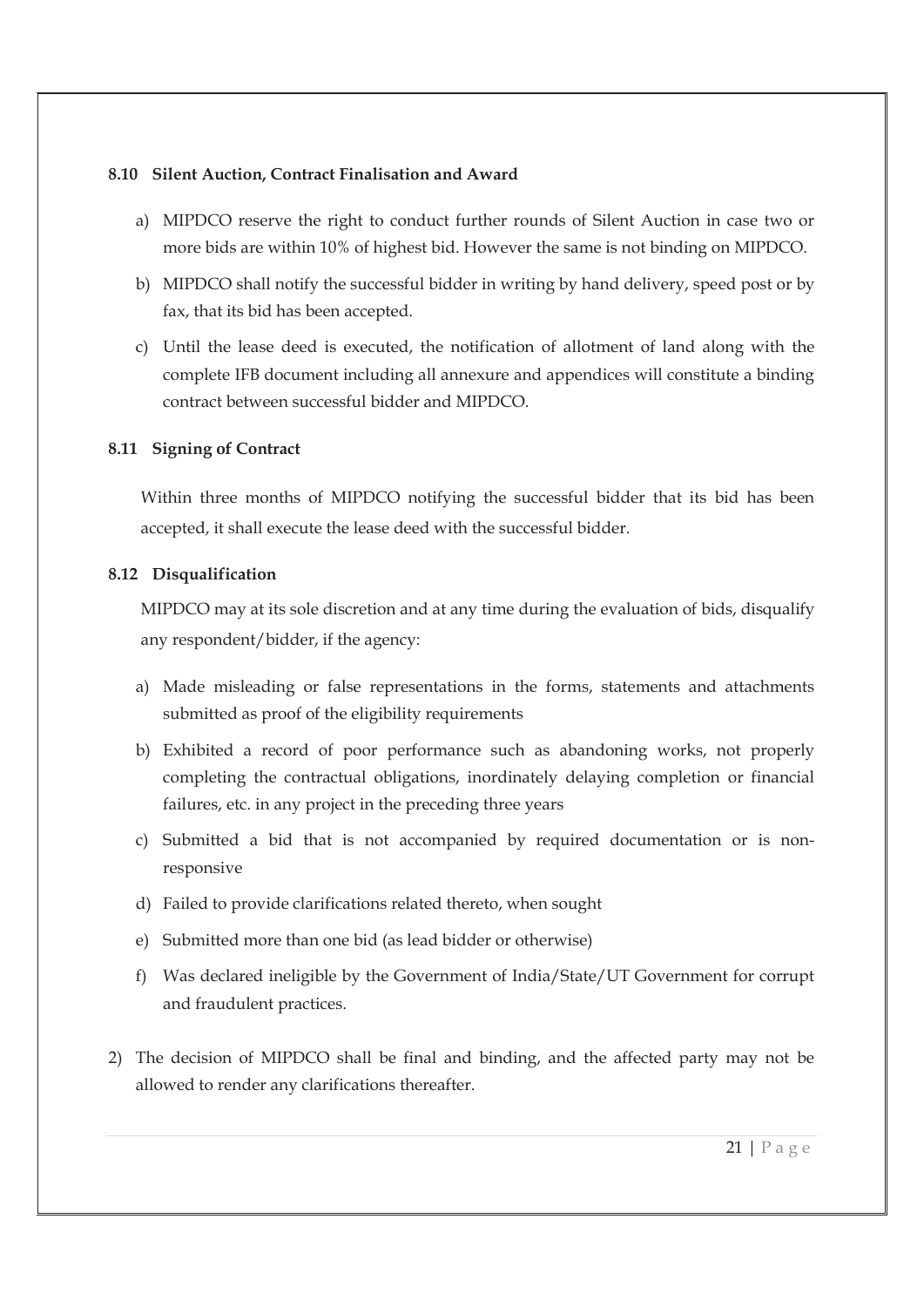### 8.10 Silent Auction, Contract Finalisation and Award

a) MIPDCO reserve the right to conduct further rounds of Silent Auction in case two or more bids are within 10% of highest bid. However the same is not binding on MIPDCO.

b) MIPDCO shall notify the successful bidder in writing by hand delivery, speed post or by fax, that its bid has been accepted.

c) Until the lease deed is executed, the notification of allotment of land along with the complete IFB document including all annexure and appendices will constitute a binding contract between successful bidder and MIPDCO.

### 8.11 Signing of Contract

Within three months of MIPDCO notifying the successful bidder that its bid has been accepted, it shall execute the lease deed with the successful bidder.

### 8.12 Disqualification

MIPDCO may at its sole discretion and at any time during the evaluation of bids, disqualify any respondent/bidder, if the agency:

a) Made misleading or false representations in the forms, statements and attachments submitted as proof of the eligibility requirements

b) Exhibited a record of poor performance such as abandoning works, not properly completing the contractual obligations, inordinately delaying completion or financial failures, etc. in any project in the preceding three years

c) Submitted a bid that is not accompanied by required documentation or is non-responsive

d) Failed to provide clarifications related thereto, when sought

e) Submitted more than one bid (as lead bidder or otherwise)

f) Was declared ineligible by the Government of India/State/UT Government for corrupt and fraudulent practices.

2) The decision of MIPDCO shall be final and binding, and the affected party may not be allowed to render any clarifications thereafter.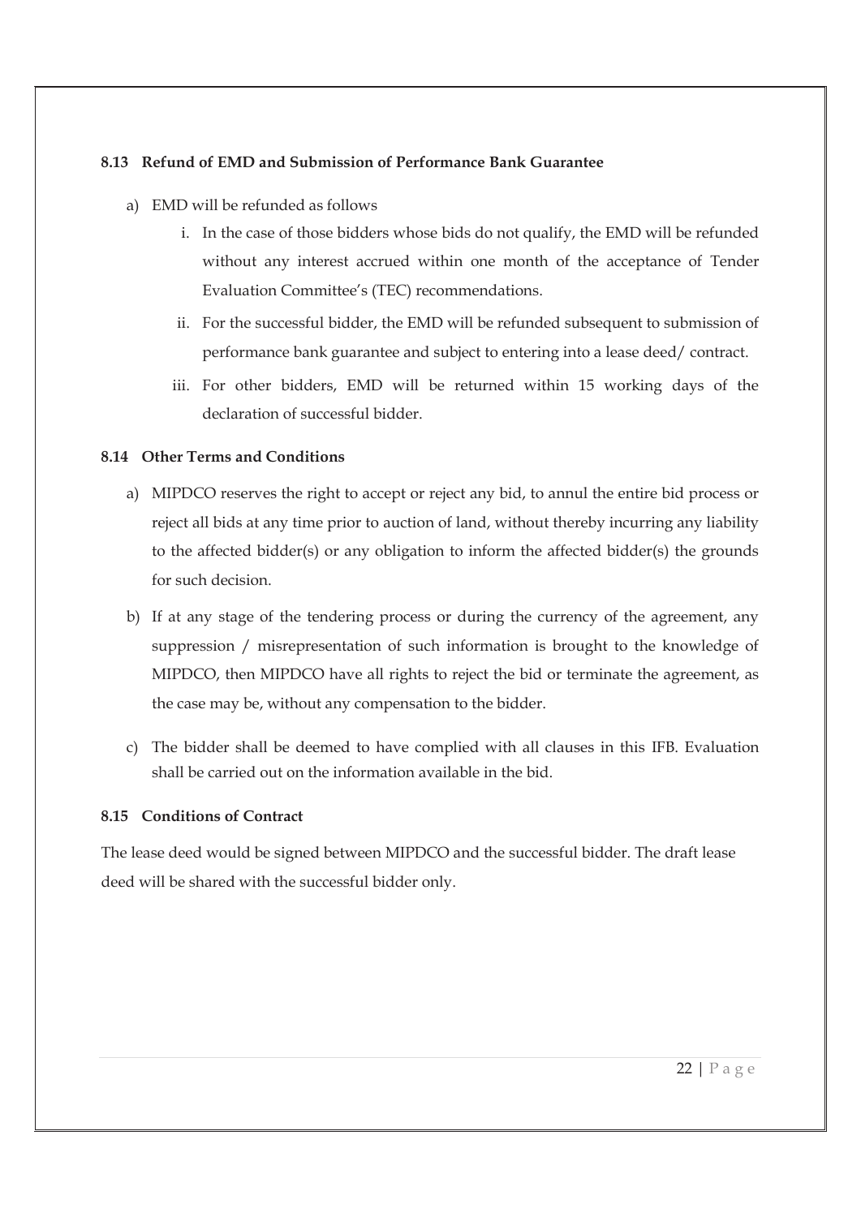### 8.13 Refund of EMD and Submission of Performance Bank Guarantee

a) EMD will be refunded as follows

   i. In the case of those bidders whose bids do not qualify, the EMD will be refunded without any interest accrued within one month of the acceptance of Tender Evaluation Committee's (TEC) recommendations.

   ii. For the successful bidder, the EMD will be refunded subsequent to submission of performance bank guarantee and subject to entering into a lease deed/ contract.

   iii. For other bidders, EMD will be returned within 15 working days of the declaration of successful bidder.

### 8.14 Other Terms and Conditions

a) MIPDCO reserves the right to accept or reject any bid, to annul the entire bid process or reject all bids at any time prior to auction of land, without thereby incurring any liability to the affected bidder(s) or any obligation to inform the affected bidder(s) the grounds for such decision.

b) If at any stage of the tendering process or during the currency of the agreement, any suppression / misrepresentation of such information is brought to the knowledge of MIPDCO, then MIPDCO have all rights to reject the bid or terminate the agreement, as the case may be, without any compensation to the bidder.

c) The bidder shall be deemed to have complied with all clauses in this IFB. Evaluation shall be carried out on the information available in the bid.

### 8.15 Conditions of Contract

The lease deed would be signed between MIPDCO and the successful bidder. The draft lease deed will be shared with the successful bidder only.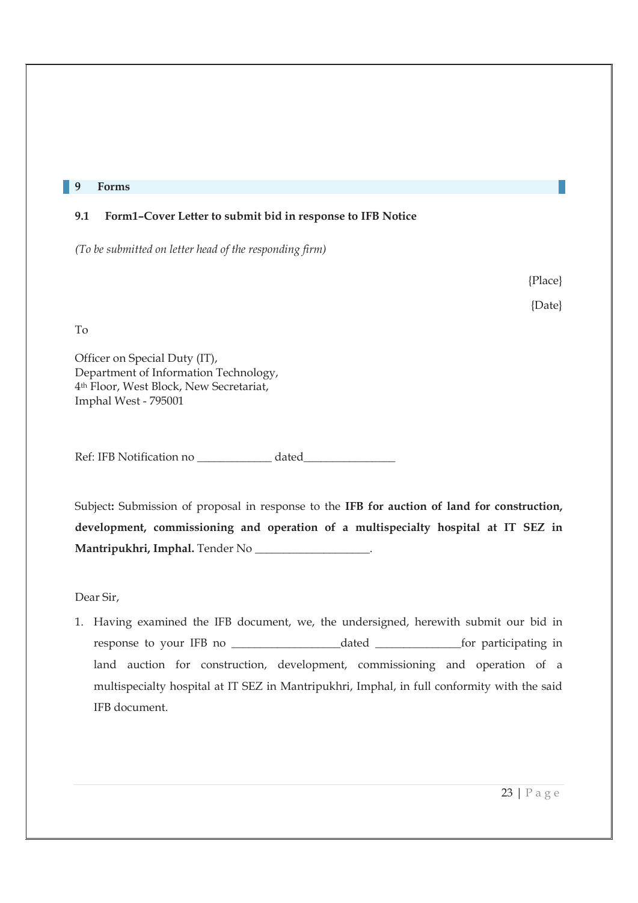## 9 Forms

### 9.1 Form1–Cover Letter to submit bid in response to IFB Notice

*(To be submitted on letter head of the responding firm)*

{Place}

{Date}

To

Officer on Special Duty (IT),
Department of Information Technology,
4th Floor, West Block, New Secretariat,
Imphal West - 795001

Ref: IFB Notification no _____________ dated________________

Subject**:** Submission of proposal in response to the **IFB for auction of land for construction, development, commissioning and operation of a multispecialty hospital at IT SEZ in Mantripukhri, Imphal.** Tender No ____________________.

Dear Sir,

1. Having examined the IFB document, we, the undersigned, herewith submit our bid in response to your IFB no ___________________dated _______________for participating in land auction for construction, development, commissioning and operation of a multispecialty hospital at IT SEZ in Mantripukhri, Imphal, in full conformity with the said IFB document.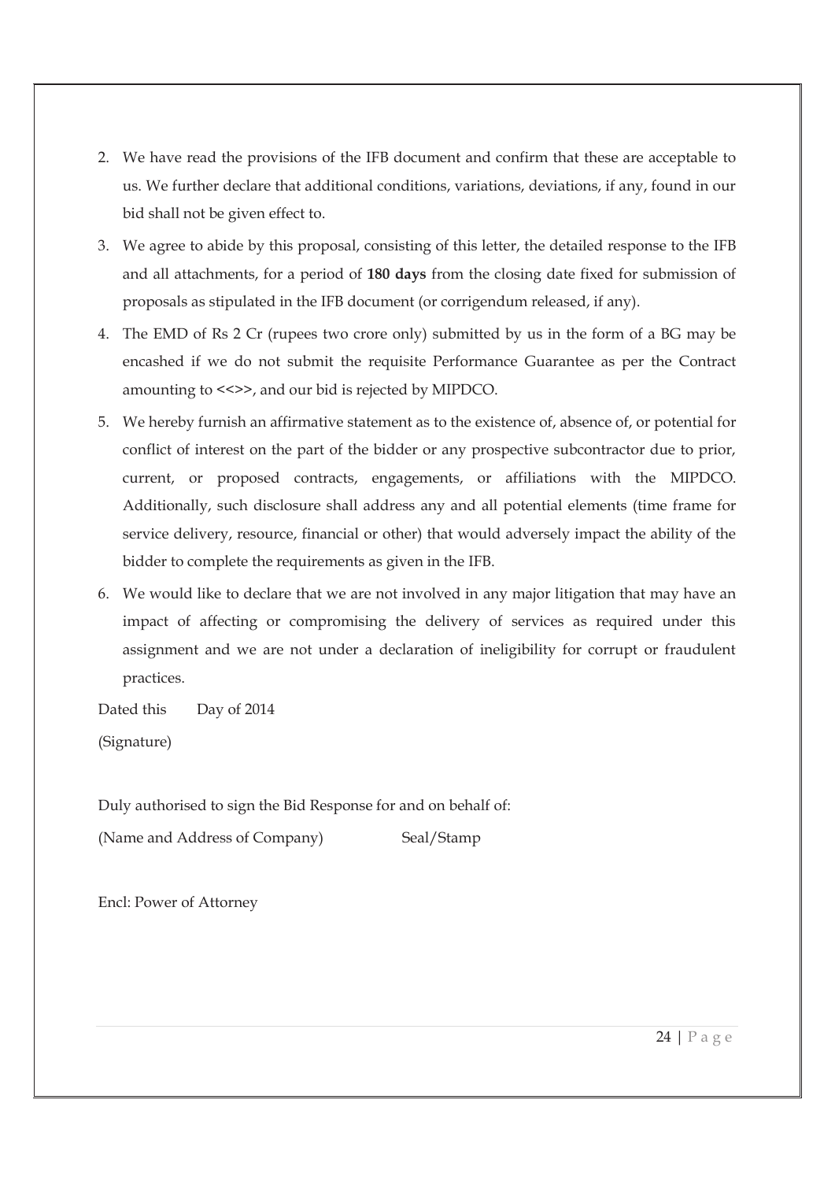2. We have read the provisions of the IFB document and confirm that these are acceptable to us. We further declare that additional conditions, variations, deviations, if any, found in our bid shall not be given effect to.
3. We agree to abide by this proposal, consisting of this letter, the detailed response to the IFB and all attachments, for a period of **180 days** from the closing date fixed for submission of proposals as stipulated in the IFB document (or corrigendum released, if any).
4. The EMD of Rs 2 Cr (rupees two crore only) submitted by us in the form of a BG may be encashed if we do not submit the requisite Performance Guarantee as per the Contract amounting to <<>>, and our bid is rejected by MIPDCO.
5. We hereby furnish an affirmative statement as to the existence of, absence of, or potential for conflict of interest on the part of the bidder or any prospective subcontractor due to prior, current, or proposed contracts, engagements, or affiliations with the MIPDCO. Additionally, such disclosure shall address any and all potential elements (time frame for service delivery, resource, financial or other) that would adversely impact the ability of the bidder to complete the requirements as given in the IFB.
6. We would like to declare that we are not involved in any major litigation that may have an impact of affecting or compromising the delivery of services as required under this assignment and we are not under a declaration of ineligibility for corrupt or fraudulent practices.

Dated this Day of 2014

(Signature)

Duly authorised to sign the Bid Response for and on behalf of:

(Name and Address of Company) Seal/Stamp

Encl: Power of Attorney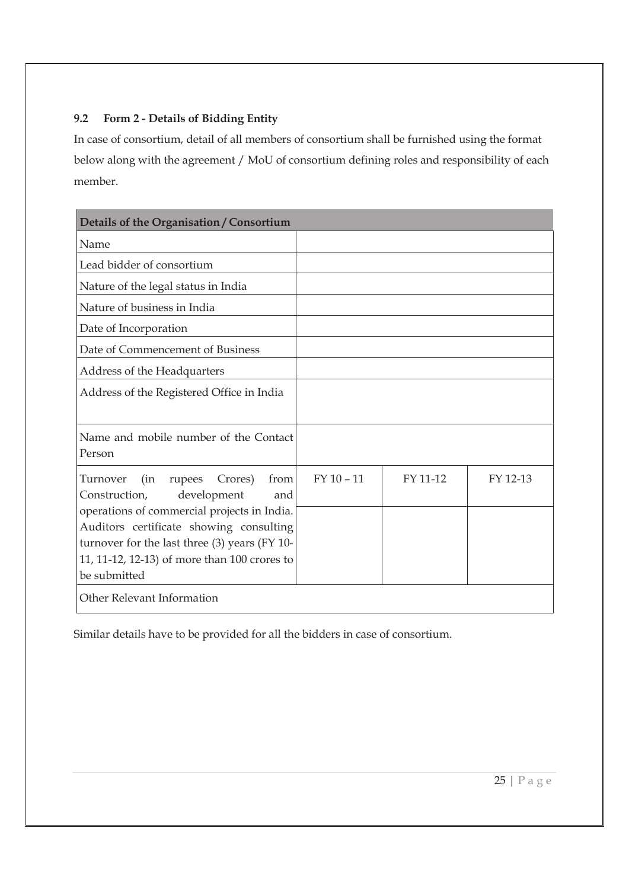### 9.2 Form 2 - Details of Bidding Entity

In case of consortium, detail of all members of consortium shall be furnished using the format below along with the agreement / MoU of consortium defining roles and responsibility of each member.

| Details of the Organisation / Consortium | | | |
|---|---|---|---|
| Name | | | |
| Lead bidder of consortium | | | |
| Nature of the legal status in India | | | |
| Nature of business in India | | | |
| Date of Incorporation | | | |
| Date of Commencement of Business | | | |
| Address of the Headquarters | | | |
| Address of the Registered Office in India | | | |
| Name and mobile number of the Contact Person | | | |
| Turnover (in rupees Crores) from Construction, development and operations of commercial projects in India. Auditors certificate showing consulting turnover for the last three (3) years (FY 10-11, 11-12, 12-13) of more than 100 crores to be submitted | FY 10 – 11 | FY 11-12 | FY 12-13 |
| | | | |
| Other Relevant Information | | | |

Similar details have to be provided for all the bidders in case of consortium.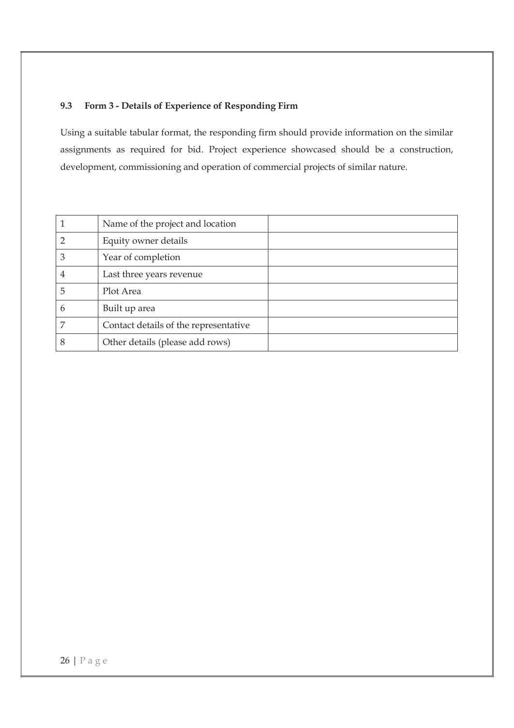### 9.3 Form 3 - Details of Experience of Responding Firm

Using a suitable tabular format, the responding firm should provide information on the similar assignments as required for bid. Project experience showcased should be a construction, development, commissioning and operation of commercial projects of similar nature.

| | | |
|---|---|---|
| 1 | Name of the project and location | |
| 2 | Equity owner details | |
| 3 | Year of completion | |
| 4 | Last three years revenue | |
| 5 | Plot Area | |
| 6 | Built up area | |
| 7 | Contact details of the representative | |
| 8 | Other details (please add rows) | |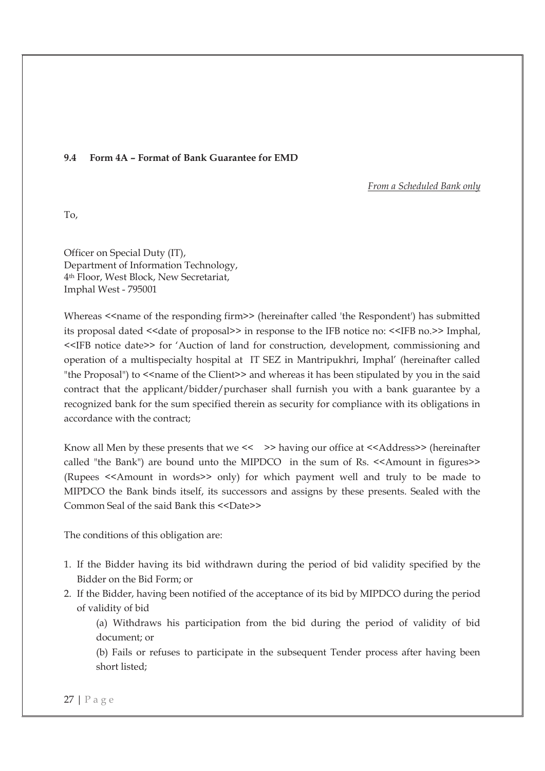### 9.4 Form 4A – Format of Bank Guarantee for EMD

*From a Scheduled Bank only*

To,

Officer on Special Duty (IT),
Department of Information Technology,
4th Floor, West Block, New Secretariat,
Imphal West - 795001

Whereas <<name of the responding firm>> (hereinafter called 'the Respondent') has submitted its proposal dated <<date of proposal>> in response to the IFB notice no: <<IFB no.>> Imphal, <<IFB notice date>> for 'Auction of land for construction, development, commissioning and operation of a multispecialty hospital at IT SEZ in Mantripukhri, Imphal' (hereinafter called "the Proposal") to <<name of the Client>> and whereas it has been stipulated by you in the said contract that the applicant/bidder/purchaser shall furnish you with a bank guarantee by a recognized bank for the sum specified therein as security for compliance with its obligations in accordance with the contract;

Know all Men by these presents that we << >> having our office at <<Address>> (hereinafter called "the Bank") are bound unto the MIPDCO in the sum of Rs. <<Amount in figures>> (Rupees <<Amount in words>> only) for which payment well and truly to be made to MIPDCO the Bank binds itself, its successors and assigns by these presents. Sealed with the Common Seal of the said Bank this <<Date>>

The conditions of this obligation are:

1. If the Bidder having its bid withdrawn during the period of bid validity specified by the Bidder on the Bid Form; or
2. If the Bidder, having been notified of the acceptance of its bid by MIPDCO during the period of validity of bid

   (a) Withdraws his participation from the bid during the period of validity of bid document; or

   (b) Fails or refuses to participate in the subsequent Tender process after having been short listed;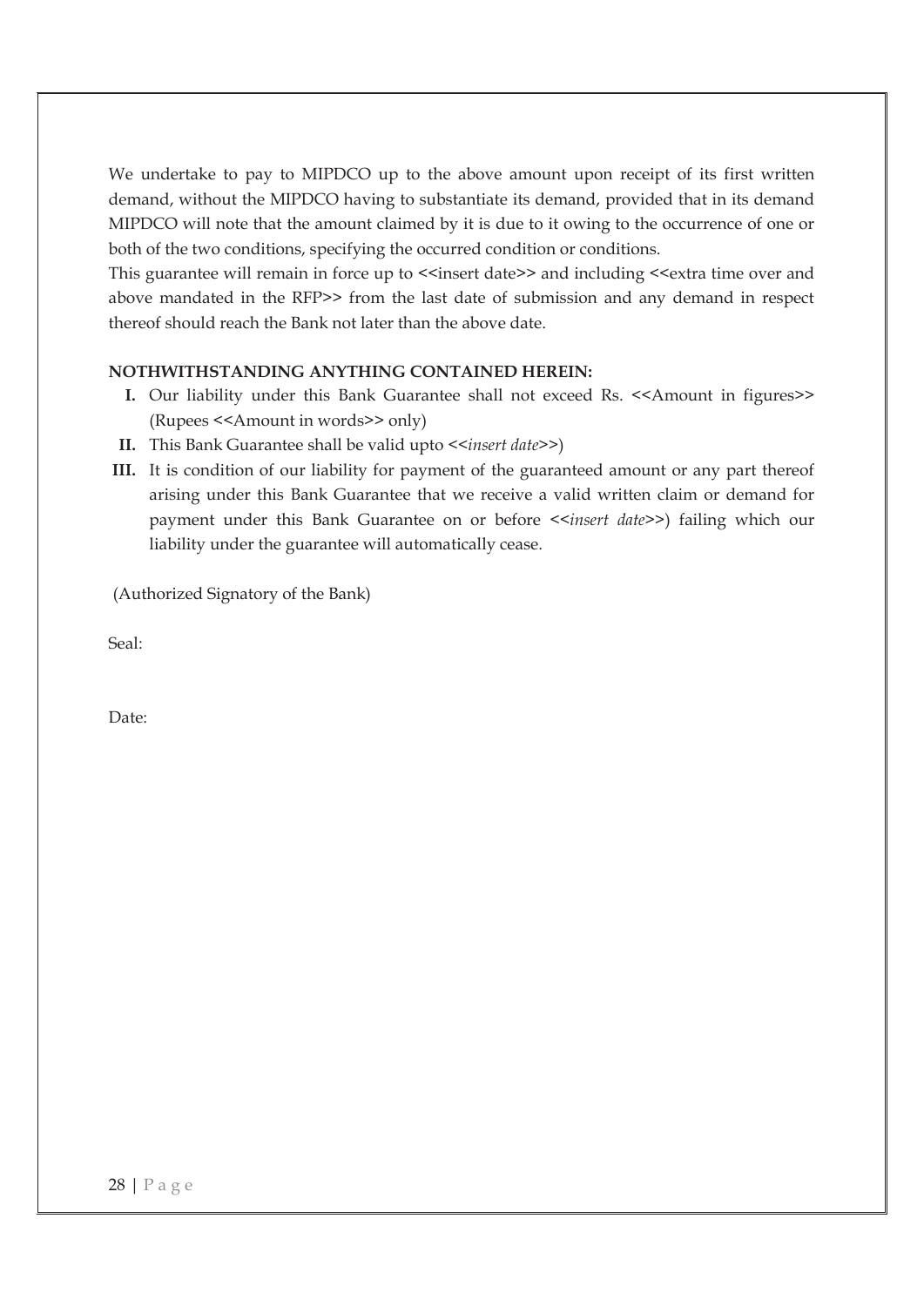We undertake to pay to MIPDCO up to the above amount upon receipt of its first written demand, without the MIPDCO having to substantiate its demand, provided that in its demand MIPDCO will note that the amount claimed by it is due to it owing to the occurrence of one or both of the two conditions, specifying the occurred condition or conditions.
This guarantee will remain in force up to <<insert date>> and including <<extra time over and above mandated in the RFP>> from the last date of submission and any demand in respect thereof should reach the Bank not later than the above date.

**NOTHWITHSTANDING ANYTHING CONTAINED HEREIN:**

- **I.** Our liability under this Bank Guarantee shall not exceed Rs. <<Amount in figures>> (Rupees <<Amount in words>> only)
- **II.** This Bank Guarantee shall be valid upto <<*insert date*>>)
- **III.** It is condition of our liability for payment of the guaranteed amount or any part thereof arising under this Bank Guarantee that we receive a valid written claim or demand for payment under this Bank Guarantee on or before <<*insert date*>>) failing which our liability under the guarantee will automatically cease.

(Authorized Signatory of the Bank)

Seal:

Date: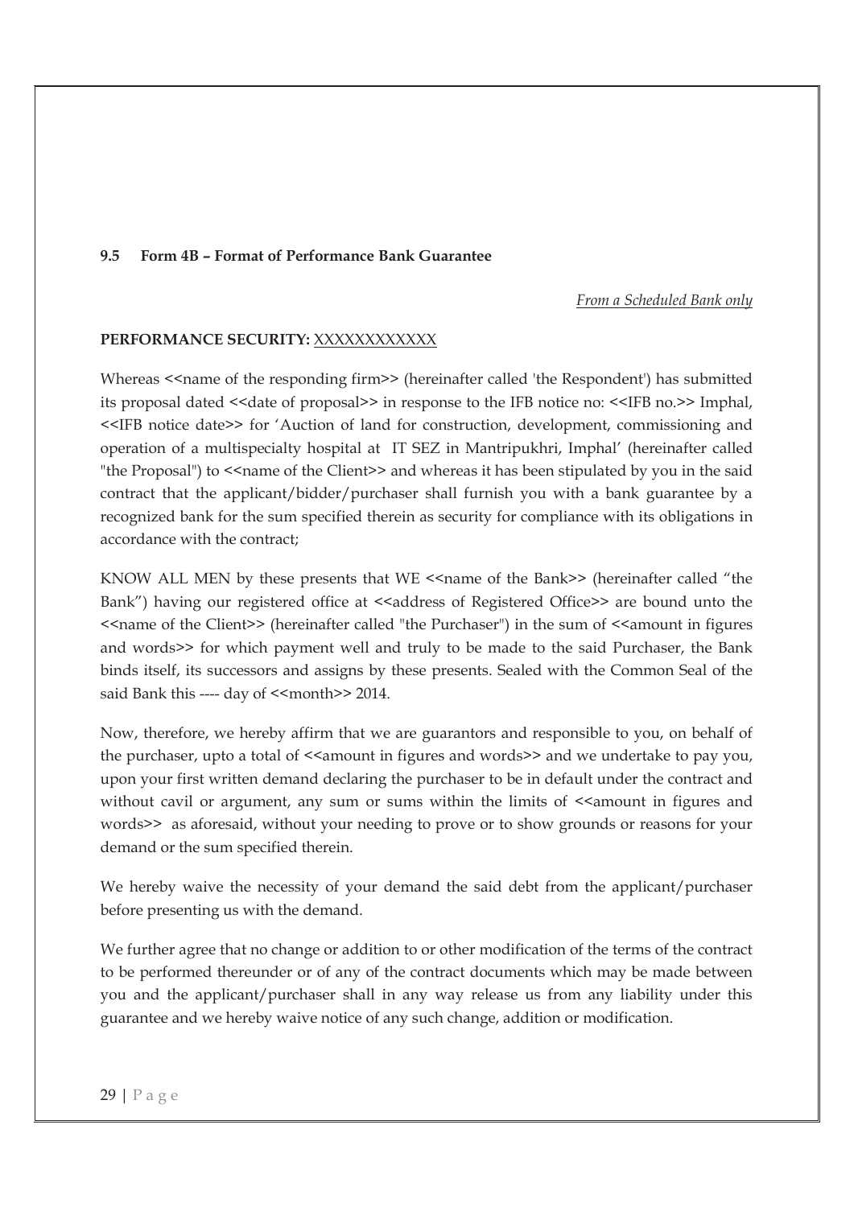#### 9.5 Form 4B – Format of Performance Bank Guarantee

*From a Scheduled Bank only*

**PERFORMANCE SECURITY:** XXXXXXXXXXXX

Whereas <<name of the responding firm>> (hereinafter called 'the Respondent') has submitted its proposal dated <<date of proposal>> in response to the IFB notice no: <<IFB no.>> Imphal, <<IFB notice date>> for 'Auction of land for construction, development, commissioning and operation of a multispecialty hospital at IT SEZ in Mantripukhri, Imphal' (hereinafter called "the Proposal") to <<name of the Client>> and whereas it has been stipulated by you in the said contract that the applicant/bidder/purchaser shall furnish you with a bank guarantee by a recognized bank for the sum specified therein as security for compliance with its obligations in accordance with the contract;

KNOW ALL MEN by these presents that WE <<name of the Bank>> (hereinafter called "the Bank") having our registered office at <<address of Registered Office>> are bound unto the <<name of the Client>> (hereinafter called "the Purchaser") in the sum of <<amount in figures and words>> for which payment well and truly to be made to the said Purchaser, the Bank binds itself, its successors and assigns by these presents. Sealed with the Common Seal of the said Bank this ---- day of <<month>> 2014.

Now, therefore, we hereby affirm that we are guarantors and responsible to you, on behalf of the purchaser, upto a total of <<amount in figures and words>> and we undertake to pay you, upon your first written demand declaring the purchaser to be in default under the contract and without cavil or argument, any sum or sums within the limits of <<amount in figures and words>> as aforesaid, without your needing to prove or to show grounds or reasons for your demand or the sum specified therein.

We hereby waive the necessity of your demand the said debt from the applicant/purchaser before presenting us with the demand.

We further agree that no change or addition to or other modification of the terms of the contract to be performed thereunder or of any of the contract documents which may be made between you and the applicant/purchaser shall in any way release us from any liability under this guarantee and we hereby waive notice of any such change, addition or modification.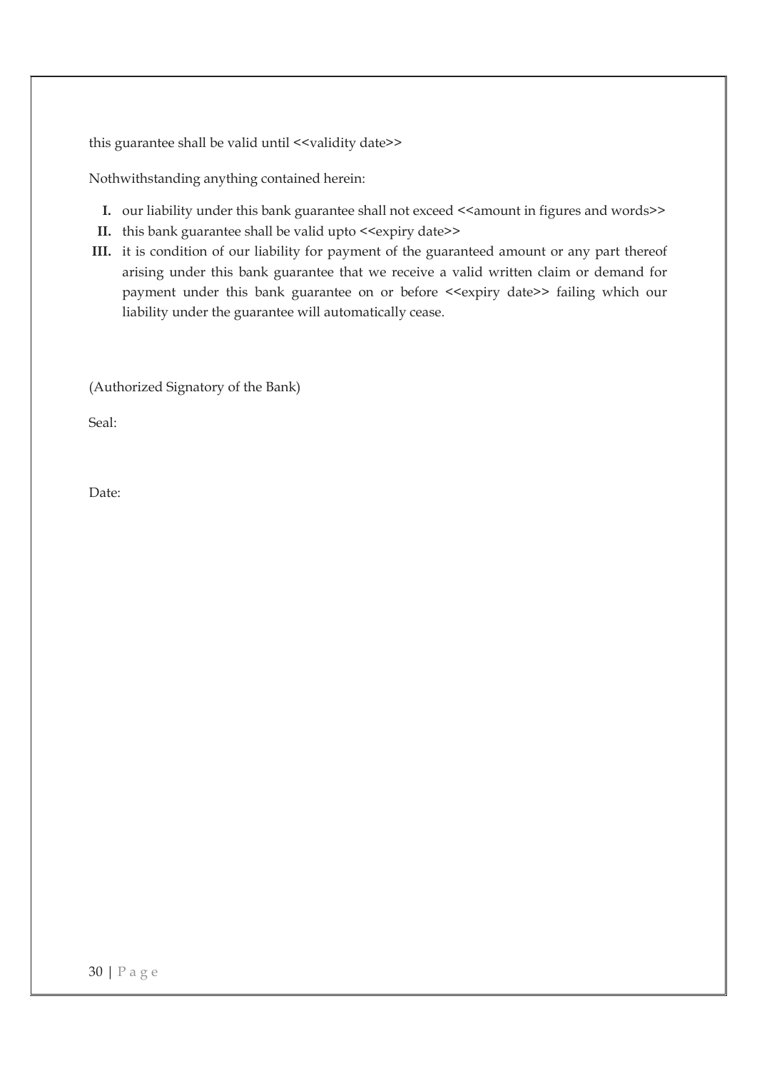this guarantee shall be valid until <<validity date>>

Nothwithstanding anything contained herein:

I. our liability under this bank guarantee shall not exceed <<amount in figures and words>>
II. this bank guarantee shall be valid upto <<expiry date>>
III. it is condition of our liability for payment of the guaranteed amount or any part thereof arising under this bank guarantee that we receive a valid written claim or demand for payment under this bank guarantee on or before <<expiry date>> failing which our liability under the guarantee will automatically cease.

(Authorized Signatory of the Bank)

Seal:

Date: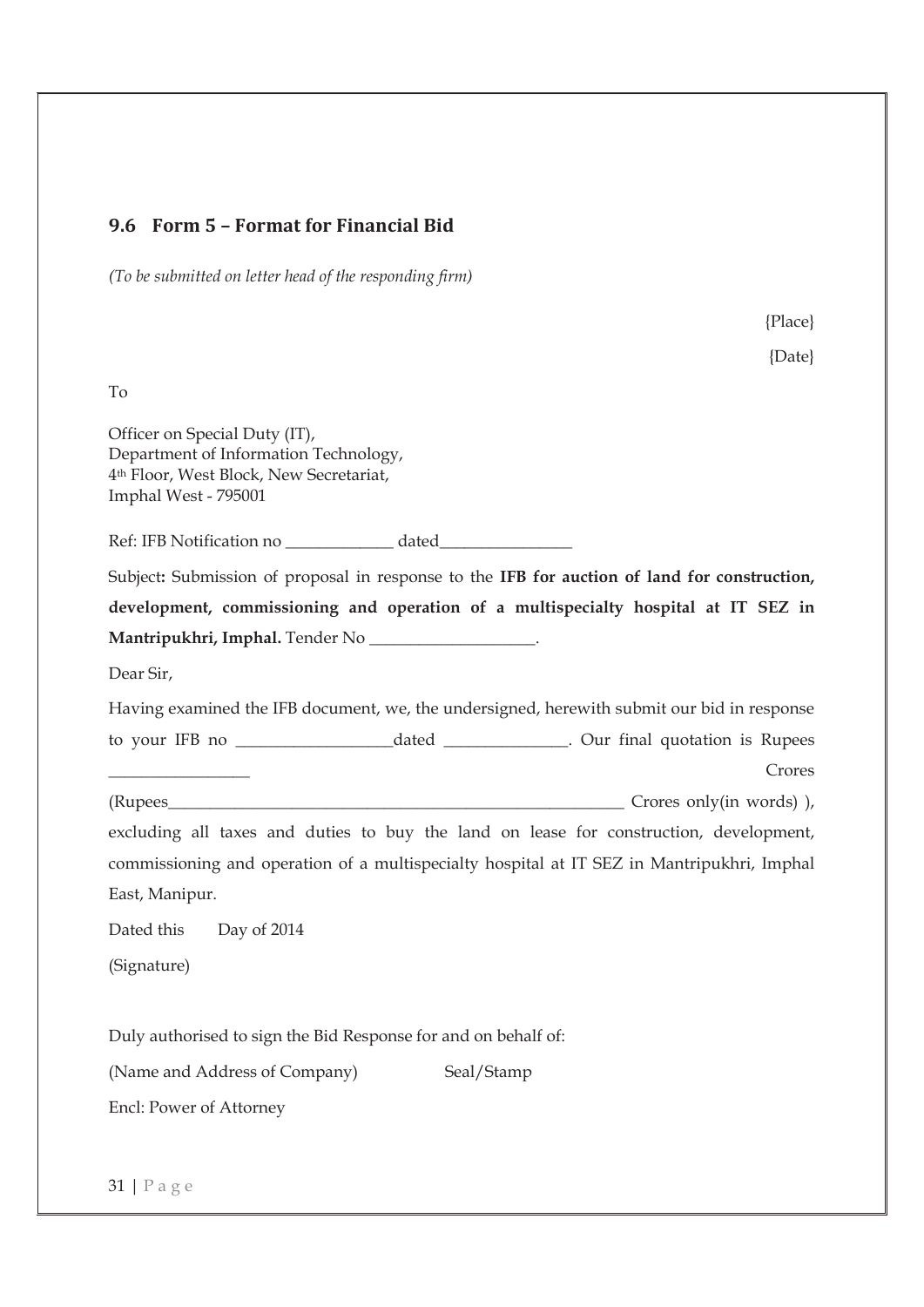## 9.6 Form 5 – Format for Financial Bid

*(To be submitted on letter head of the responding firm)*

{Place}

{Date}

To

Officer on Special Duty (IT),
Department of Information Technology,
4th Floor, West Block, New Secretariat,
Imphal West - 795001

Ref: IFB Notification no _____________ dated________________

Subject**:** Submission of proposal in response to the **IFB for auction of land for construction, development, commissioning and operation of a multispecialty hospital at IT SEZ in Mantripukhri, Imphal.** Tender No ___________________.

Dear Sir,

Having examined the IFB document, we, the undersigned, herewith submit our bid in response to your IFB no __________________dated ______________. Our final quotation is Rupees ________________ Crores (Rupees________________________________________________________ Crores only(in words) ), excluding all taxes and duties to buy the land on lease for construction, development, commissioning and operation of a multispecialty hospital at IT SEZ in Mantripukhri, Imphal East, Manipur.

Dated this Day of 2014

(Signature)

Duly authorised to sign the Bid Response for and on behalf of:

(Name and Address of Company) Seal/Stamp

Encl: Power of Attorney